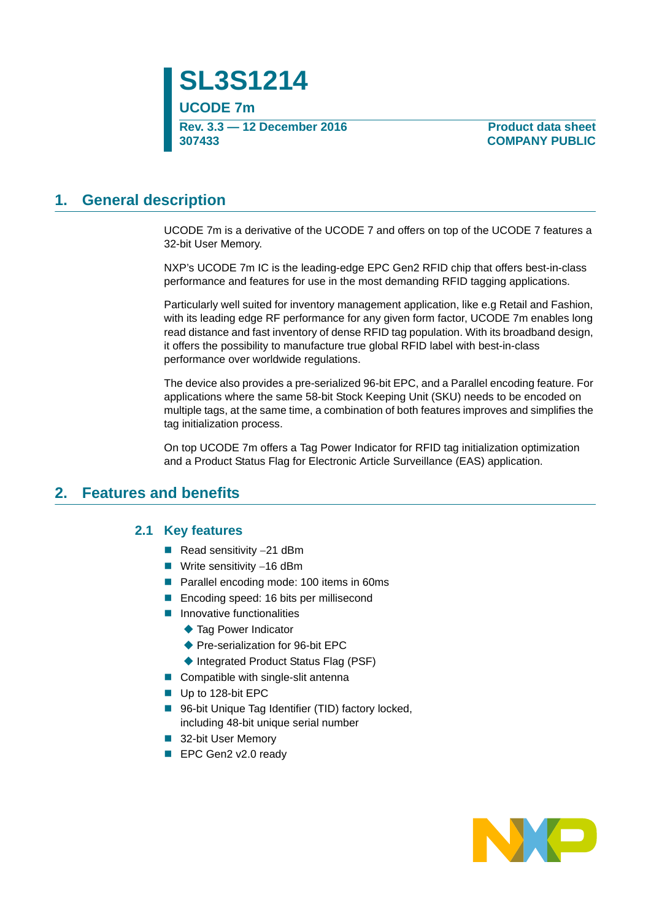# SL3S1214

## UCODE 7m

**Rev. 3.3 — 12 December 2016**
**307433**

**Product data sheet**
**COMPANY PUBLIC**

## 1. General description

UCODE 7m is a derivative of the UCODE 7 and offers on top of the UCODE 7 features a 32-bit User Memory.

NXP's UCODE 7m IC is the leading-edge EPC Gen2 RFID chip that offers best-in-class performance and features for use in the most demanding RFID tagging applications.

Particularly well suited for inventory management application, like e.g Retail and Fashion, with its leading edge RF performance for any given form factor, UCODE 7m enables long read distance and fast inventory of dense RFID tag population. With its broadband design, it offers the possibility to manufacture true global RFID label with best-in-class performance over worldwide regulations.

The device also provides a pre-serialized 96-bit EPC, and a Parallel encoding feature. For applications where the same 58-bit Stock Keeping Unit (SKU) needs to be encoded on multiple tags, at the same time, a combination of both features improves and simplifies the tag initialization process.

On top UCODE 7m offers a Tag Power Indicator for RFID tag initialization optimization and a Product Status Flag for Electronic Article Surveillance (EAS) application.

## 2. Features and benefits

### 2.1 Key features

- Read sensitivity −21 dBm
- Write sensitivity −16 dBm
- Parallel encoding mode: 100 items in 60ms
- Encoding speed: 16 bits per millisecond
- Innovative functionalities
  - Tag Power Indicator
  - Pre-serialization for 96-bit EPC
  - Integrated Product Status Flag (PSF)
- Compatible with single-slit antenna
- Up to 128-bit EPC
- 96-bit Unique Tag Identifier (TID) factory locked, including 48-bit unique serial number
- 32-bit User Memory
- EPC Gen2 v2.0 ready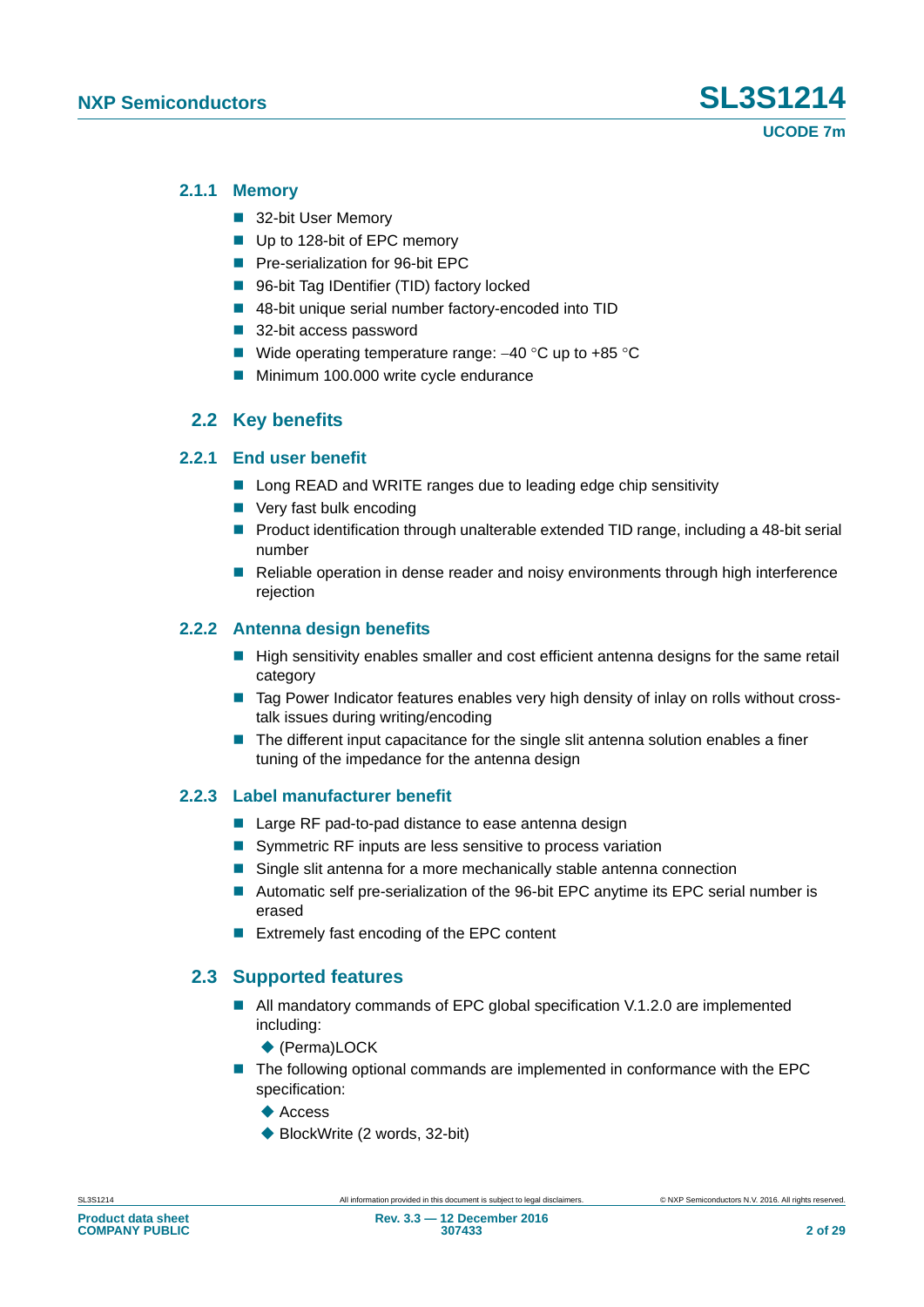### 2.1.1 Memory

- 32-bit User Memory
- Up to 128-bit of EPC memory
- Pre-serialization for 96-bit EPC
- 96-bit Tag IDentifier (TID) factory locked
- 48-bit unique serial number factory-encoded into TID
- 32-bit access password
- Wide operating temperature range: –40 °C up to +85 °C
- Minimum 100.000 write cycle endurance

## 2.2 Key benefits

### 2.2.1 End user benefit

- Long READ and WRITE ranges due to leading edge chip sensitivity
- Very fast bulk encoding
- Product identification through unalterable extended TID range, including a 48-bit serial number
- Reliable operation in dense reader and noisy environments through high interference rejection

### 2.2.2 Antenna design benefits

- High sensitivity enables smaller and cost efficient antenna designs for the same retail category
- Tag Power Indicator features enables very high density of inlay on rolls without cross-talk issues during writing/encoding
- The different input capacitance for the single slit antenna solution enables a finer tuning of the impedance for the antenna design

### 2.2.3 Label manufacturer benefit

- Large RF pad-to-pad distance to ease antenna design
- Symmetric RF inputs are less sensitive to process variation
- Single slit antenna for a more mechanically stable antenna connection
- Automatic self pre-serialization of the 96-bit EPC anytime its EPC serial number is erased
- Extremely fast encoding of the EPC content

## 2.3 Supported features

- All mandatory commands of EPC global specification V.1.2.0 are implemented including:
  - (Perma)LOCK
- The following optional commands are implemented in conformance with the EPC specification:
  - Access
  - BlockWrite (2 words, 32-bit)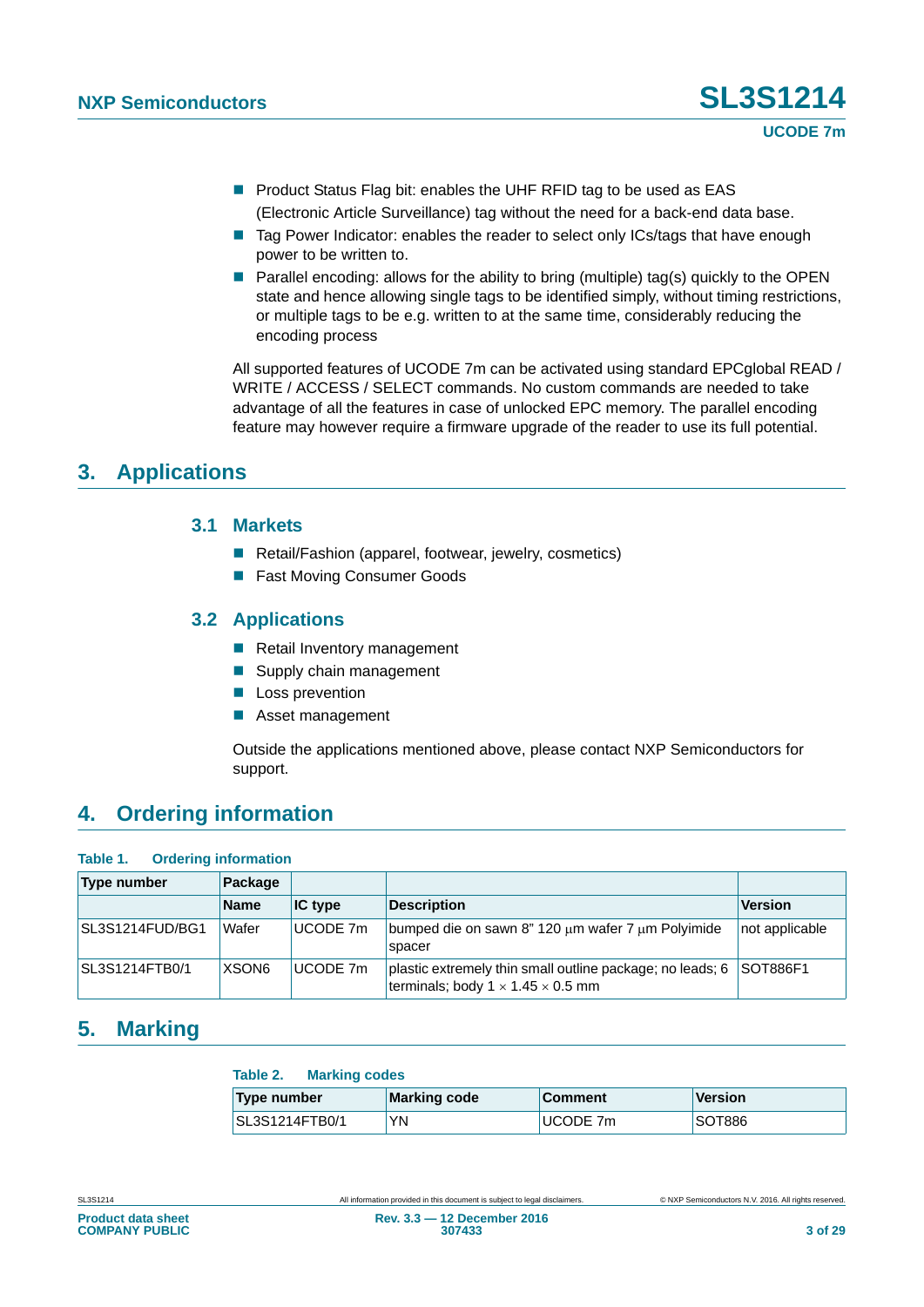- Product Status Flag bit: enables the UHF RFID tag to be used as EAS (Electronic Article Surveillance) tag without the need for a back-end data base.
- Tag Power Indicator: enables the reader to select only ICs/tags that have enough power to be written to.
- Parallel encoding: allows for the ability to bring (multiple) tag(s) quickly to the OPEN state and hence allowing single tags to be identified simply, without timing restrictions, or multiple tags to be e.g. written to at the same time, considerably reducing the encoding process

All supported features of UCODE 7m can be activated using standard EPCglobal READ / WRITE / ACCESS / SELECT commands. No custom commands are needed to take advantage of all the features in case of unlocked EPC memory. The parallel encoding feature may however require a firmware upgrade of the reader to use its full potential.

# 3. Applications

## 3.1 Markets

- Retail/Fashion (apparel, footwear, jewelry, cosmetics)
- Fast Moving Consumer Goods

## 3.2 Applications

- Retail Inventory management
- Supply chain management
- Loss prevention
- Asset management

Outside the applications mentioned above, please contact NXP Semiconductors for support.

# 4. Ordering information

**Table 1. Ordering information**

| Type number | Package | | | |
|---|---|---|---|---|
| | **Name** | **IC type** | **Description** | **Version** |
| SL3S1214FUD/BG1 | Wafer | UCODE 7m | bumped die on sawn 8" 120 μm wafer 7 μm Polyimide spacer | not applicable |
| SL3S1214FTB0/1 | XSON6 | UCODE 7m | plastic extremely thin small outline package; no leads; 6 terminals; body 1 × 1.45 × 0.5 mm | SOT886F1 |

# 5. Marking

**Table 2. Marking codes**

| Type number | Marking code | Comment | Version |
|---|---|---|---|
| SL3S1214FTB0/1 | YN | UCODE 7m | SOT886 |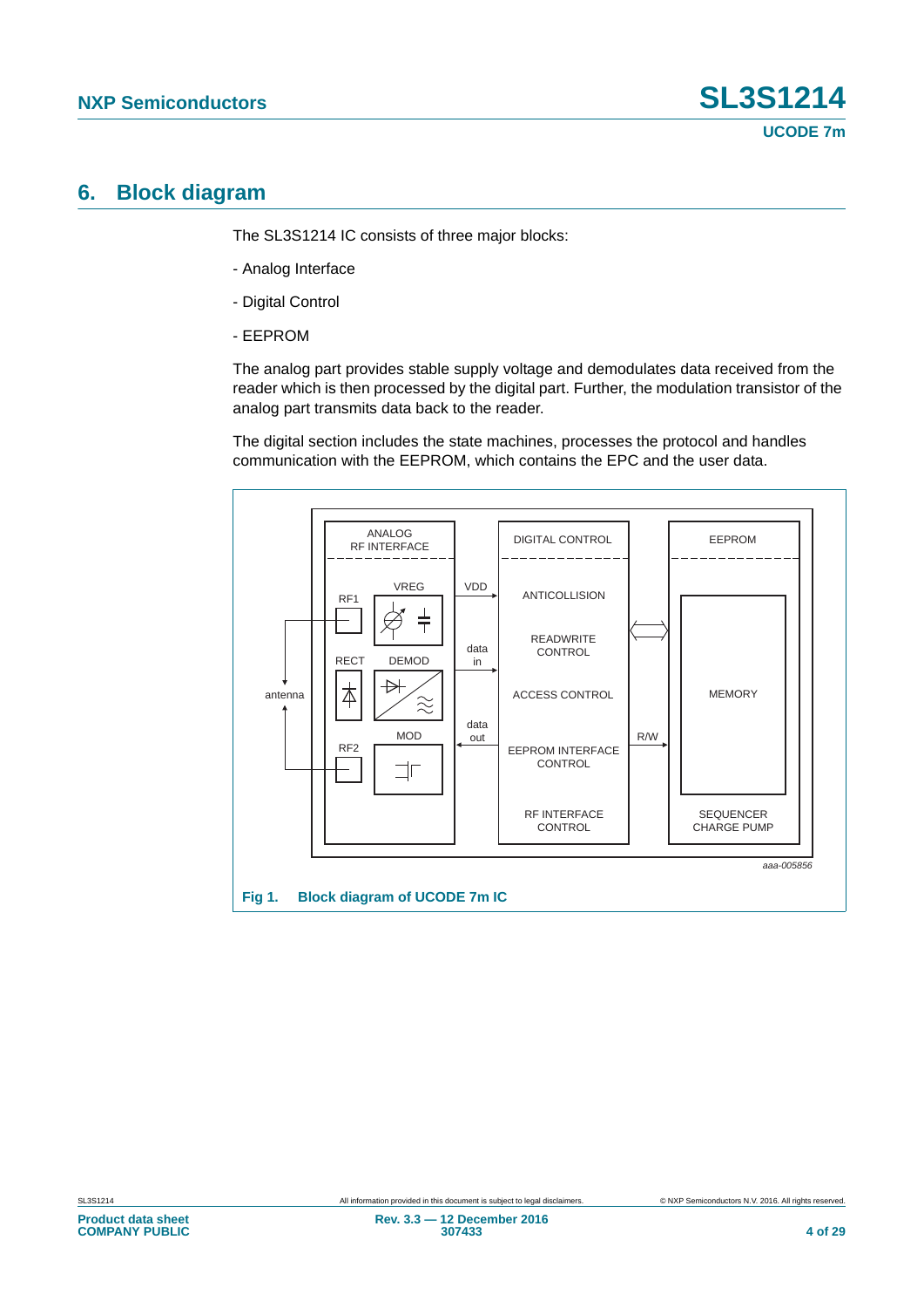## 6. Block diagram

The SL3S1214 IC consists of three major blocks:

- Analog Interface

- Digital Control

- EEPROM

The analog part provides stable supply voltage and demodulates data received from the reader which is then processed by the digital part. Further, the modulation transistor of the analog part transmits data back to the reader.

The digital section includes the state machines, processes the protocol and handles communication with the EEPROM, which contains the EPC and the user data.

Fig 1. Block diagram of UCODE 7m IC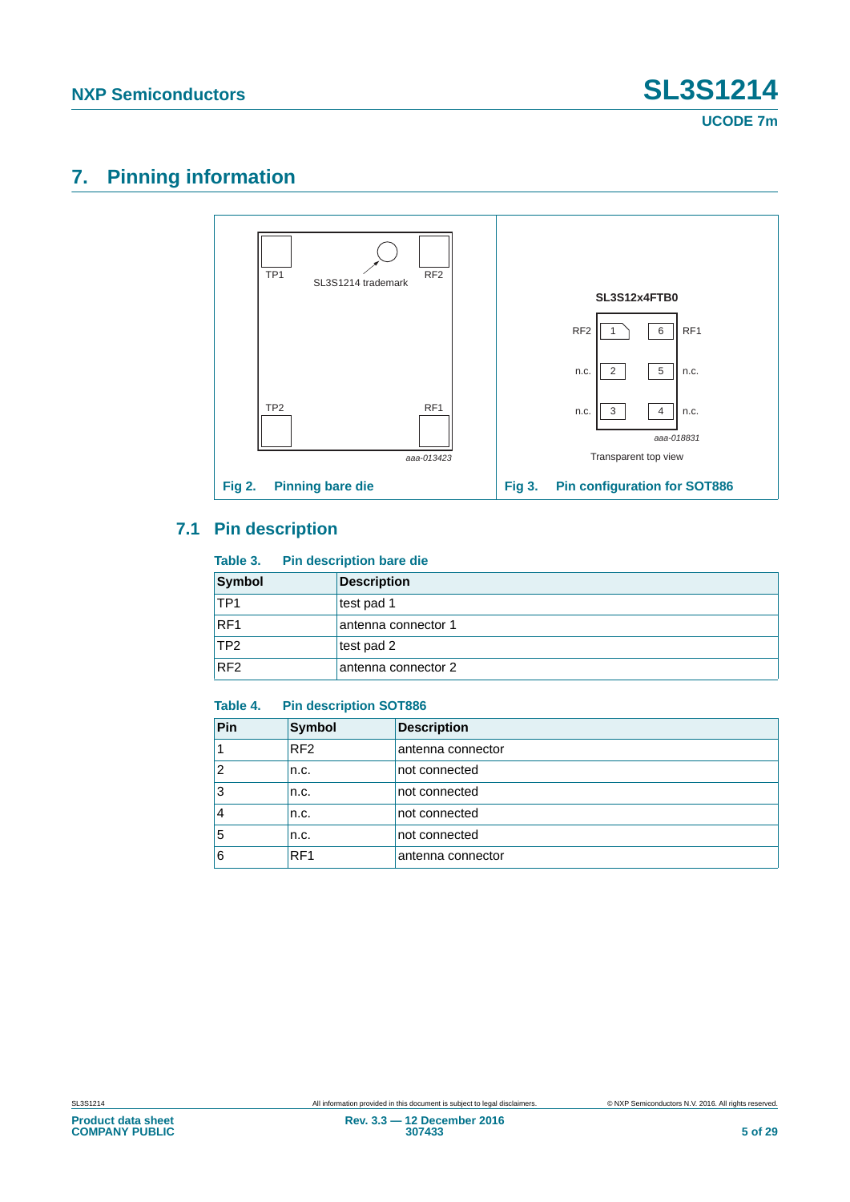## 7. Pinning information

TP1 RF2 SL3S1214 trademark TP2 RF1 aaa-013423

**Fig 2. Pinning bare die**

SL3S12x4FTB0

RF2 1 6 RF1
n.c. 2 5 n.c.
n.c. 3 4 n.c.

aaa-018831

Transparent top view

**Fig 3. Pin configuration for SOT886**

### 7.1 Pin description

**Table 3. Pin description bare die**

| Symbol | Description |
|---|---|
| TP1 | test pad 1 |
| RF1 | antenna connector 1 |
| TP2 | test pad 2 |
| RF2 | antenna connector 2 |

**Table 4. Pin description SOT886**

| Pin | Symbol | Description |
|---|---|---|
| 1 | RF2 | antenna connector |
| 2 | n.c. | not connected |
| 3 | n.c. | not connected |
| 4 | n.c. | not connected |
| 5 | n.c. | not connected |
| 6 | RF1 | antenna connector |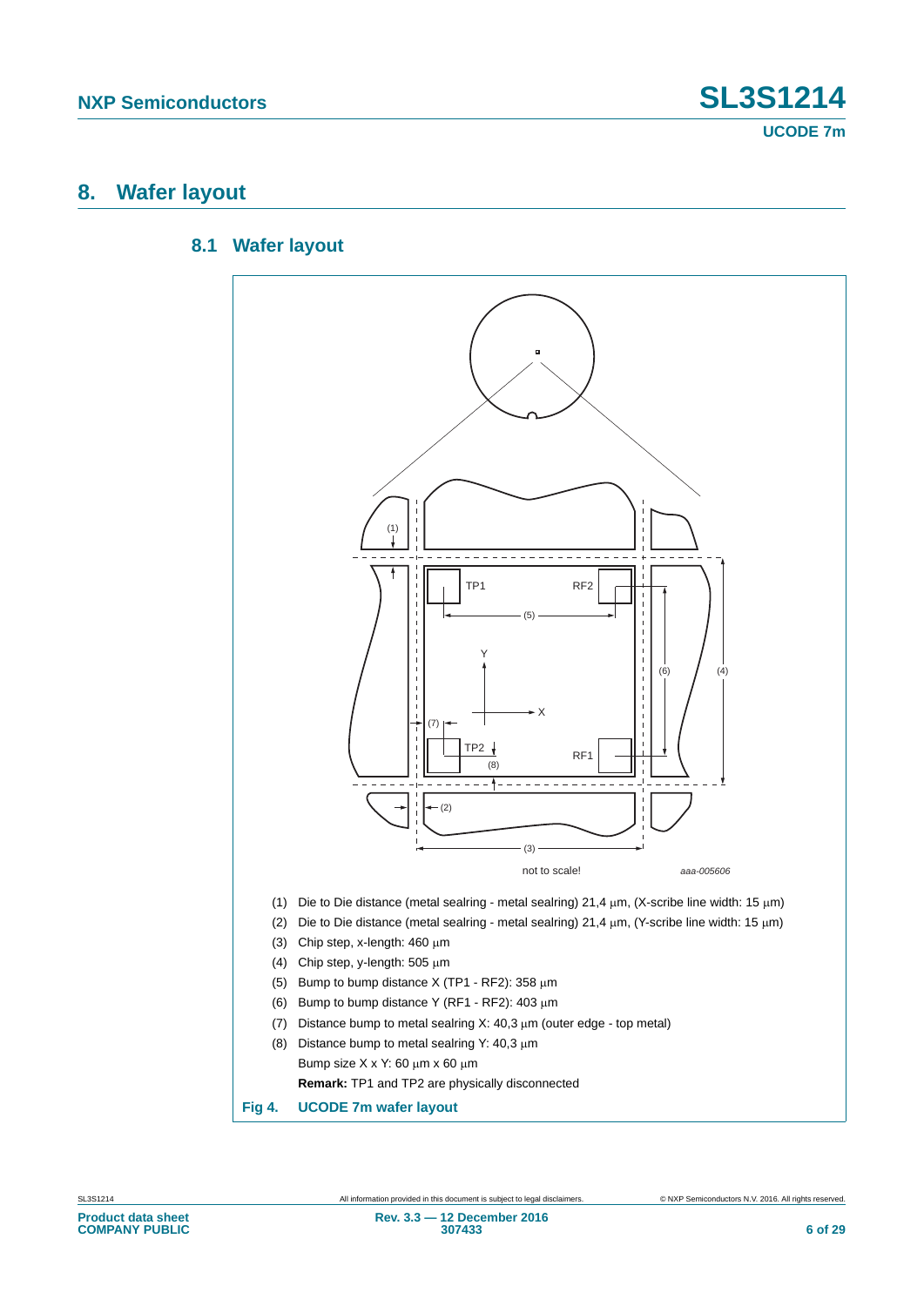# 8. Wafer layout

## 8.1 Wafer layout

(1) Die to Die distance (metal sealring - metal sealring) 21,4 µm, (X-scribe line width: 15 µm)

(2) Die to Die distance (metal sealring - metal sealring) 21,4 µm, (Y-scribe line width: 15 µm)

(3) Chip step, x-length: 460 µm

(4) Chip step, y-length: 505 µm

(5) Bump to bump distance X (TP1 - RF2): 358 µm

(6) Bump to bump distance Y (RF1 - RF2): 403 µm

(7) Distance bump to metal sealring X: 40,3 µm (outer edge - top metal)

(8) Distance bump to metal sealring Y: 40,3 µm

Bump size X x Y: 60 µm x 60 µm

**Remark:** TP1 and TP2 are physically disconnected

**Fig 4. UCODE 7m wafer layout**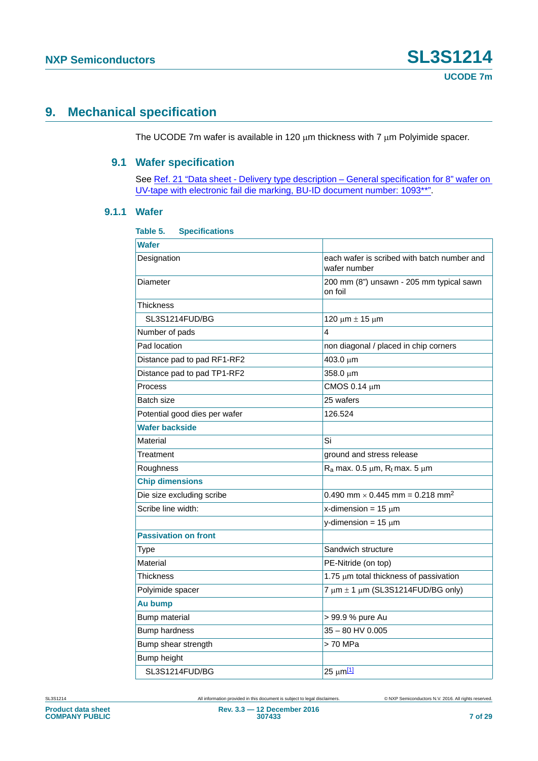# 9. Mechanical specification

The UCODE 7m wafer is available in 120 μm thickness with 7 μm Polyimide spacer.

## 9.1 Wafer specification

See Ref. 21 "Data sheet - Delivery type description – General specification for 8" wafer on UV-tape with electronic fail die marking, BU-ID document number: 1093**".

### 9.1.1 Wafer

**Table 5. Specifications**

| **Wafer** | |
|---|---|
| Designation | each wafer is scribed with batch number and wafer number |
| Diameter | 200 mm (8") unsawn - 205 mm typical sawn on foil |
| Thickness | |
| SL3S1214FUD/BG | 120 μm ± 15 μm |
| Number of pads | 4 |
| Pad location | non diagonal / placed in chip corners |
| Distance pad to pad RF1-RF2 | 403.0 μm |
| Distance pad to pad TP1-RF2 | 358.0 μm |
| Process | CMOS 0.14 μm |
| Batch size | 25 wafers |
| Potential good dies per wafer | 126.524 |
| **Wafer backside** | |
| Material | Si |
| Treatment | ground and stress release |
| Roughness | $R_a$ max. 0.5 μm, $R_t$ max. 5 μm |
| **Chip dimensions** | |
| Die size excluding scribe | 0.490 mm × 0.445 mm = 0.218 mm$^2$ |
| Scribe line width: | x-dimension = 15 μm |
| | y-dimension = 15 μm |
| **Passivation on front** | |
| Type | Sandwich structure |
| Material | PE-Nitride (on top) |
| Thickness | 1.75 μm total thickness of passivation |
| Polyimide spacer | 7 μm ± 1 μm (SL3S1214FUD/BG only) |
| **Au bump** | |
| Bump material | > 99.9 % pure Au |
| Bump hardness | 35 – 80 HV 0.005 |
| Bump shear strength | > 70 MPa |
| Bump height | |
| SL3S1214FUD/BG | 25 μm[1] |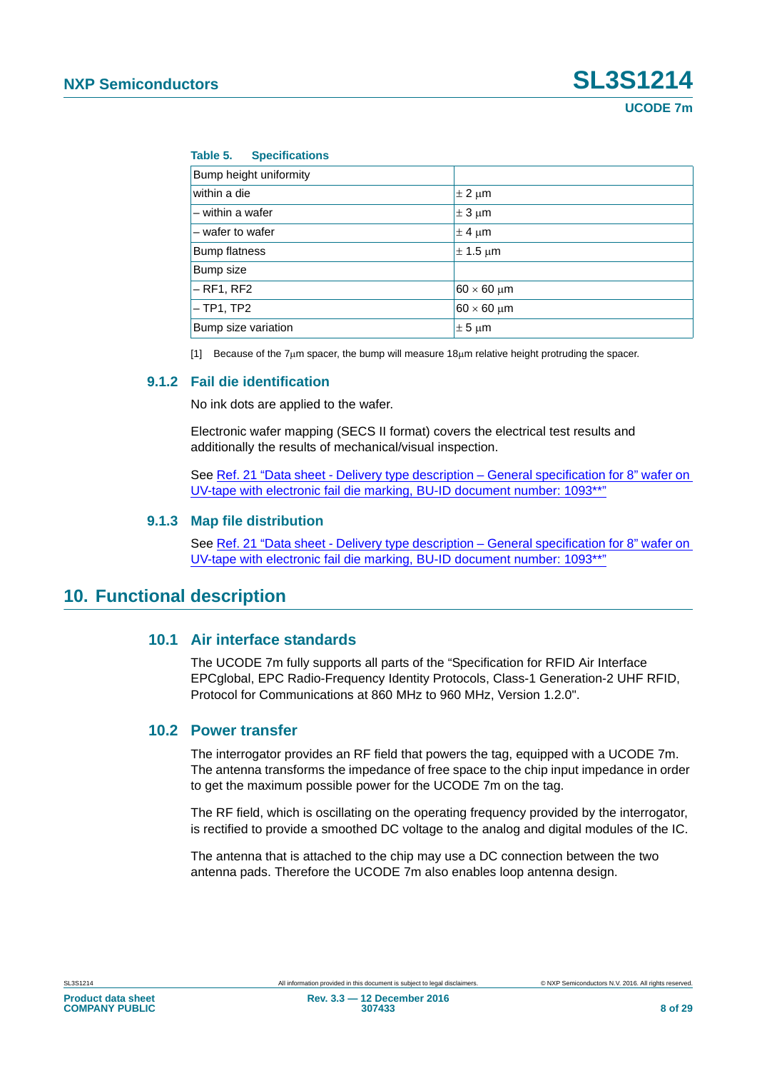**Table 5. Specifications**

| Bump height uniformity | |
|---|---|
| within a die | ± 2 μm |
| – within a wafer | ± 3 μm |
| – wafer to wafer | ± 4 μm |
| Bump flatness | ± 1.5 μm |
| Bump size | |
| – RF1, RF2 | 60 × 60 μm |
| – TP1, TP2 | 60 × 60 μm |
| Bump size variation | ± 5 μm |

[1] Because of the 7μm spacer, the bump will measure 18μm relative height protruding the spacer.

### 9.1.2 Fail die identification

No ink dots are applied to the wafer.

Electronic wafer mapping (SECS II format) covers the electrical test results and additionally the results of mechanical/visual inspection.

See Ref. 21 "Data sheet - Delivery type description – General specification for 8" wafer on UV-tape with electronic fail die marking, BU-ID document number: 1093**"

### 9.1.3 Map file distribution

See Ref. 21 "Data sheet - Delivery type description – General specification for 8" wafer on UV-tape with electronic fail die marking, BU-ID document number: 1093**"

# 10. Functional description

## 10.1 Air interface standards

The UCODE 7m fully supports all parts of the "Specification for RFID Air Interface EPCglobal, EPC Radio-Frequency Identity Protocols, Class-1 Generation-2 UHF RFID, Protocol for Communications at 860 MHz to 960 MHz, Version 1.2.0".

## 10.2 Power transfer

The interrogator provides an RF field that powers the tag, equipped with a UCODE 7m. The antenna transforms the impedance of free space to the chip input impedance in order to get the maximum possible power for the UCODE 7m on the tag.

The RF field, which is oscillating on the operating frequency provided by the interrogator, is rectified to provide a smoothed DC voltage to the analog and digital modules of the IC.

The antenna that is attached to the chip may use a DC connection between the two antenna pads. Therefore the UCODE 7m also enables loop antenna design.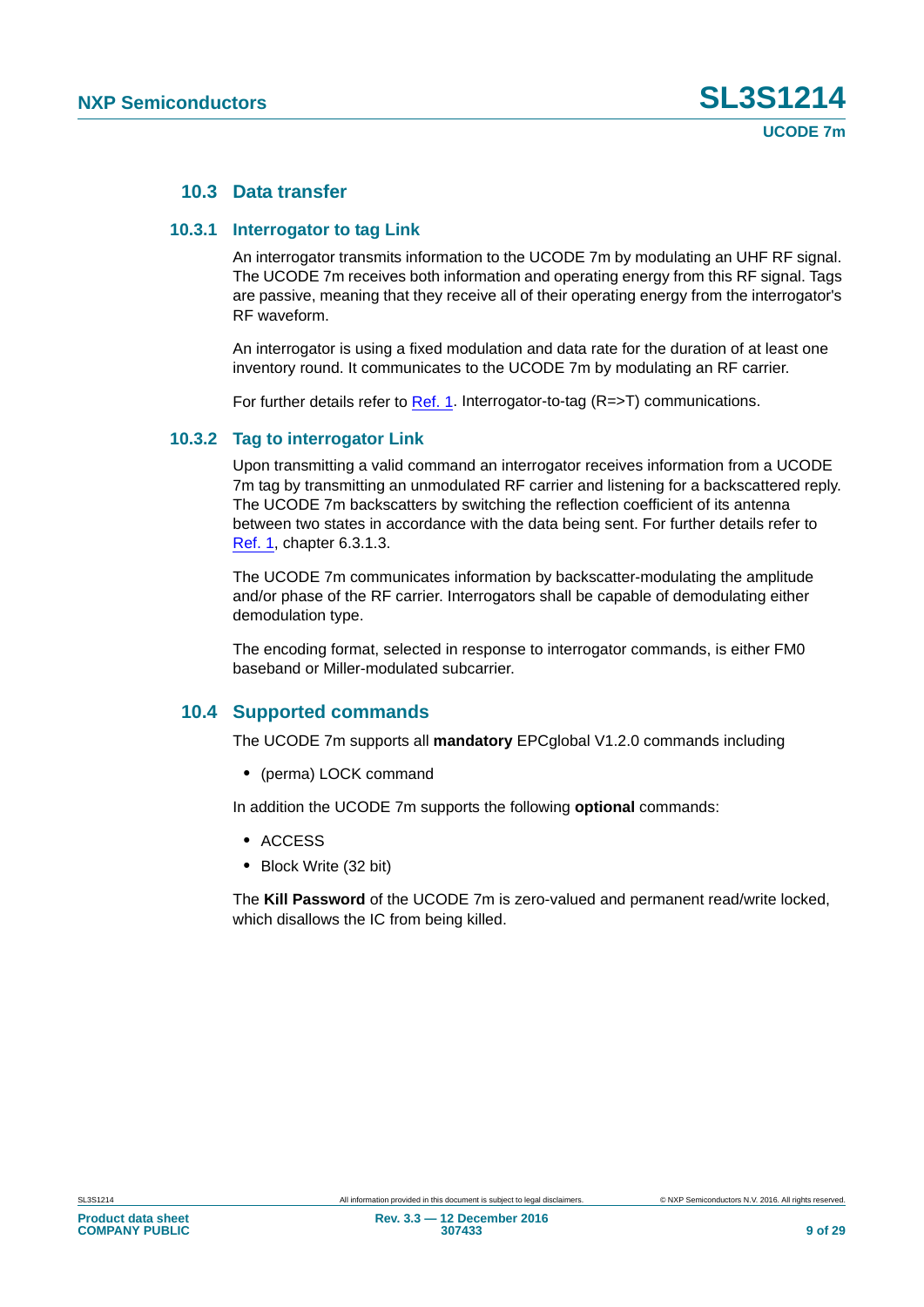## 10.3 Data transfer

### 10.3.1 Interrogator to tag Link

An interrogator transmits information to the UCODE 7m by modulating an UHF RF signal. The UCODE 7m receives both information and operating energy from this RF signal. Tags are passive, meaning that they receive all of their operating energy from the interrogator's RF waveform.

An interrogator is using a fixed modulation and data rate for the duration of at least one inventory round. It communicates to the UCODE 7m by modulating an RF carrier.

For further details refer to Ref. 1. Interrogator-to-tag (R=>T) communications.

### 10.3.2 Tag to interrogator Link

Upon transmitting a valid command an interrogator receives information from a UCODE 7m tag by transmitting an unmodulated RF carrier and listening for a backscattered reply. The UCODE 7m backscatters by switching the reflection coefficient of its antenna between two states in accordance with the data being sent. For further details refer to Ref. 1, chapter 6.3.1.3.

The UCODE 7m communicates information by backscatter-modulating the amplitude and/or phase of the RF carrier. Interrogators shall be capable of demodulating either demodulation type.

The encoding format, selected in response to interrogator commands, is either FM0 baseband or Miller-modulated subcarrier.

## 10.4 Supported commands

The UCODE 7m supports all **mandatory** EPCglobal V1.2.0 commands including

- (perma) LOCK command

In addition the UCODE 7m supports the following **optional** commands:

- ACCESS
- Block Write (32 bit)

The **Kill Password** of the UCODE 7m is zero-valued and permanent read/write locked, which disallows the IC from being killed.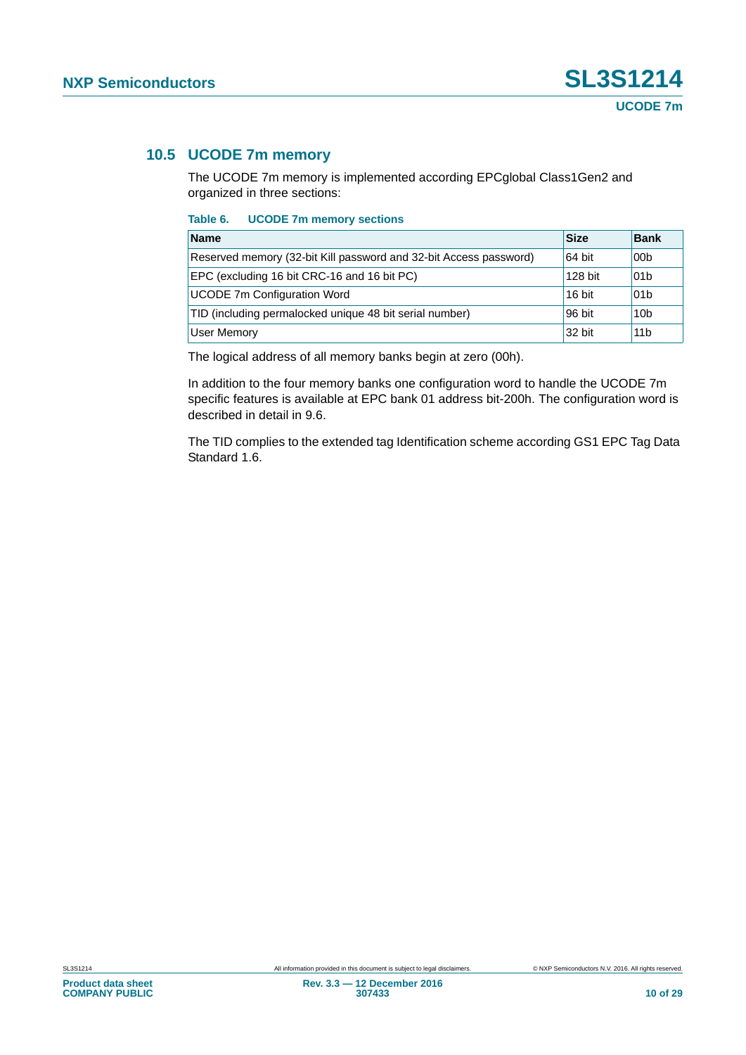### 10.5 UCODE 7m memory

The UCODE 7m memory is implemented according EPCglobal Class1Gen2 and organized in three sections:

**Table 6. UCODE 7m memory sections**

| Name | Size | Bank |
|---|---|---|
| Reserved memory (32-bit Kill password and 32-bit Access password) | 64 bit | 00b |
| EPC (excluding 16 bit CRC-16 and 16 bit PC) | 128 bit | 01b |
| UCODE 7m Configuration Word | 16 bit | 01b |
| TID (including permalocked unique 48 bit serial number) | 96 bit | 10b |
| User Memory | 32 bit | 11b |

The logical address of all memory banks begin at zero (00h).

In addition to the four memory banks one configuration word to handle the UCODE 7m specific features is available at EPC bank 01 address bit-200h. The configuration word is described in detail in 9.6.

The TID complies to the extended tag Identification scheme according GS1 EPC Tag Data Standard 1.6.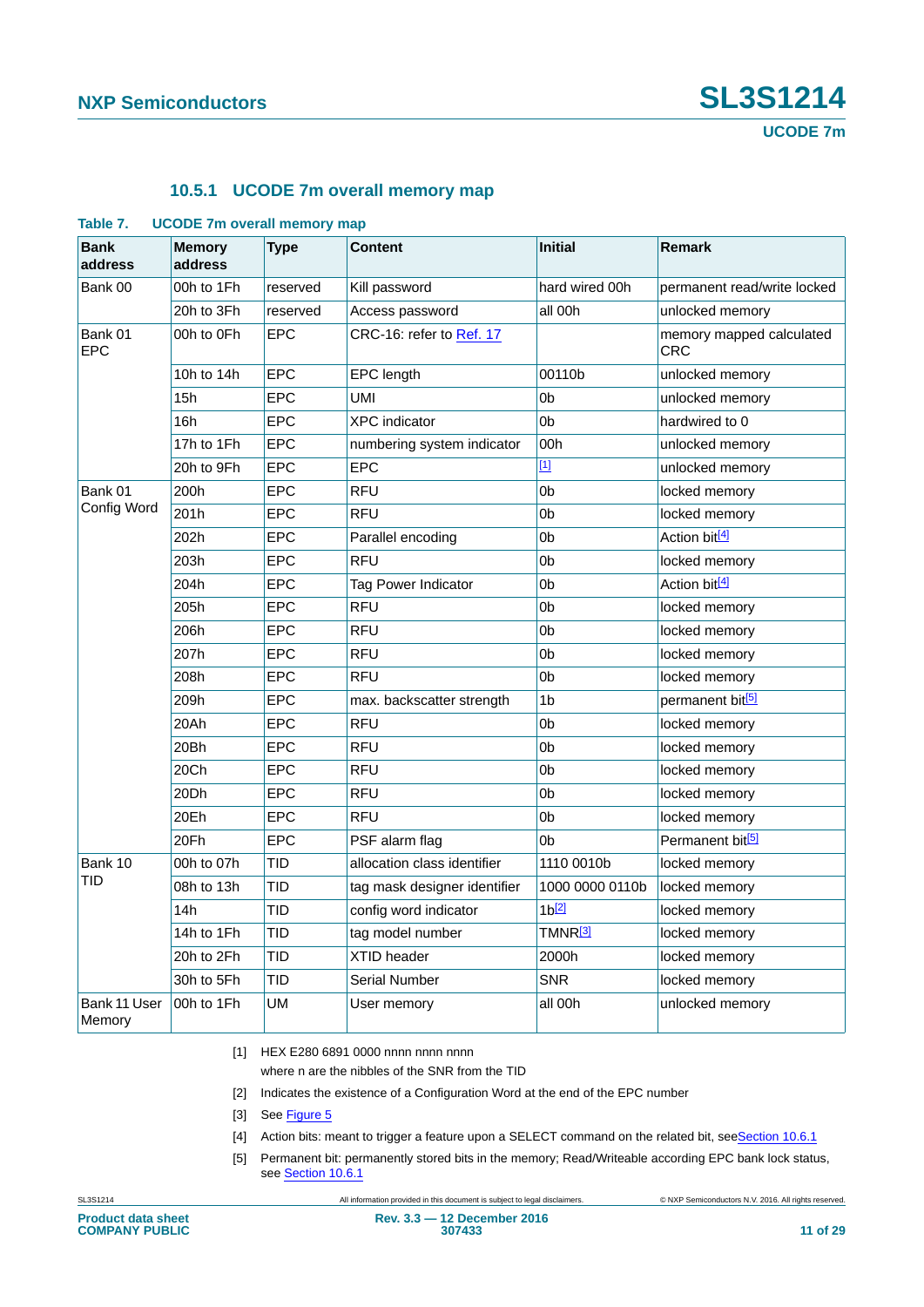### 10.5.1 UCODE 7m overall memory map

**Table 7. UCODE 7m overall memory map**

| Bank address | Memory address | Type | Content | Initial | Remark |
|---|---|---|---|---|---|
| Bank 00 | 00h to 1Fh | reserved | Kill password | hard wired 00h | permanent read/write locked |
| | 20h to 3Fh | reserved | Access password | all 00h | unlocked memory |
| Bank 01 EPC | 00h to 0Fh | EPC | CRC-16: refer to Ref. 17 | | memory mapped calculated CRC |
| | 10h to 14h | EPC | EPC length | 00110b | unlocked memory |
| | 15h | EPC | UMI | 0b | unlocked memory |
| | 16h | EPC | XPC indicator | 0b | hardwired to 0 |
| | 17h to 1Fh | EPC | numbering system indicator | 00h | unlocked memory |
| | 20h to 9Fh | EPC | EPC | [1] | unlocked memory |
| Bank 01 Config Word | 200h | EPC | RFU | 0b | locked memory |
| | 201h | EPC | RFU | 0b | locked memory |
| | 202h | EPC | Parallel encoding | 0b | Action bit[4] |
| | 203h | EPC | RFU | 0b | locked memory |
| | 204h | EPC | Tag Power Indicator | 0b | Action bit[4] |
| | 205h | EPC | RFU | 0b | locked memory |
| | 206h | EPC | RFU | 0b | locked memory |
| | 207h | EPC | RFU | 0b | locked memory |
| | 208h | EPC | RFU | 0b | locked memory |
| | 209h | EPC | max. backscatter strength | 1b | permanent bit[5] |
| | 20Ah | EPC | RFU | 0b | locked memory |
| | 20Bh | EPC | RFU | 0b | locked memory |
| | 20Ch | EPC | RFU | 0b | locked memory |
| | 20Dh | EPC | RFU | 0b | locked memory |
| | 20Eh | EPC | RFU | 0b | locked memory |
| | 20Fh | EPC | PSF alarm flag | 0b | Permanent bit[5] |
| Bank 10 TID | 00h to 07h | TID | allocation class identifier | 1110 0010b | locked memory |
| | 08h to 13h | TID | tag mask designer identifier | 1000 0000 0110b | locked memory |
| | 14h | TID | config word indicator | 1b[2] | locked memory |
| | 14h to 1Fh | TID | tag model number | TMNR[3] | locked memory |
| | 20h to 2Fh | TID | XTID header | 2000h | locked memory |
| | 30h to 5Fh | TID | Serial Number | SNR | locked memory |
| Bank 11 User Memory | 00h to 1Fh | UM | User memory | all 00h | unlocked memory |

[1] HEX E280 6891 0000 nnnn nnnn nnnn
where n are the nibbles of the SNR from the TID

[2] Indicates the existence of a Configuration Word at the end of the EPC number

[3] See Figure 5

[4] Action bits: meant to trigger a feature upon a SELECT command on the related bit, see Section 10.6.1

[5] Permanent bit: permanently stored bits in the memory; Read/Writeable according EPC bank lock status, see Section 10.6.1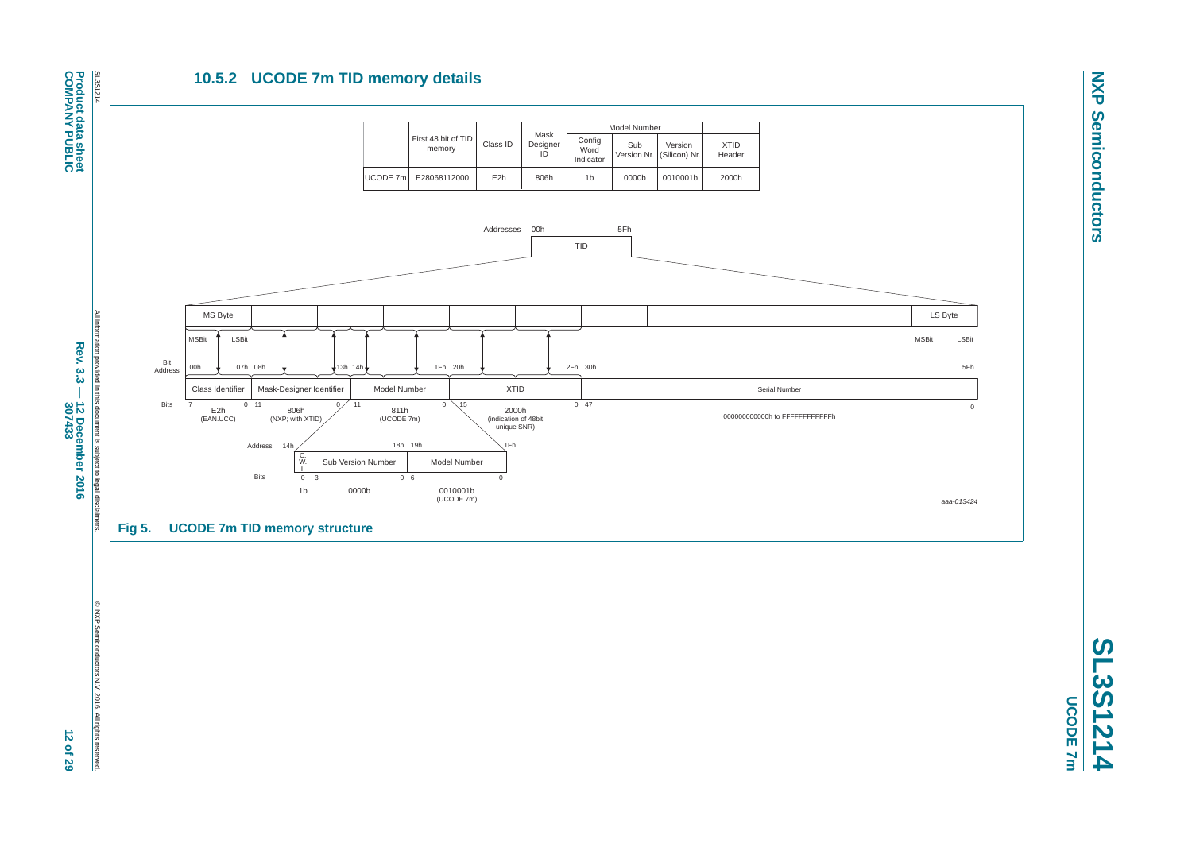### 10.5.2 UCODE 7m TID memory details

| | First 48 bit of TID memory | Class ID | Mask Designer ID | Model Number | | | XTID Header |
|---|---|---|---|---|---|---|---|
| | | | | Config Word Indicator | Sub Version Nr. | Version (Silicon) Nr. | |
| UCODE 7m | E28068112000 | E2h | 806h | 1b | 0000b | 0010001b | 2000h |

| Bit Address | 00h – 07h | 08h – 13h | 14h – 1Fh | 20h – 2Fh | 30h – 5Fh |
|---|---|---|---|---|---|
| Field | Class Identifier | Mask-Designer Identifier | Model Number | XTID | Serial Number |
| Bits | 7 – 0 | 11 – 0 | 11 – 0 | 15 – 0 | 47 – 0 |
| Value | E2h (EAN.UCC) | 806h (NXP; with XTID) | 811h (UCODE 7m) | 2000h (indication of 48bit unique SNR) | 000000000000h to FFFFFFFFFFFFh |

Model Number breakdown:

| Address | 14h | 15h – 18h | 19h – 1Fh |
|---|---|---|---|
| Field | C.W.I. | Sub Version Number | Model Number |
| Bits | 0 | 3 – 0 | 6 – 0 |
| Value | 1b | 0000b | 0010001b (UCODE 7m) |

aaa-013424

**Fig 5. UCODE 7m TID memory structure**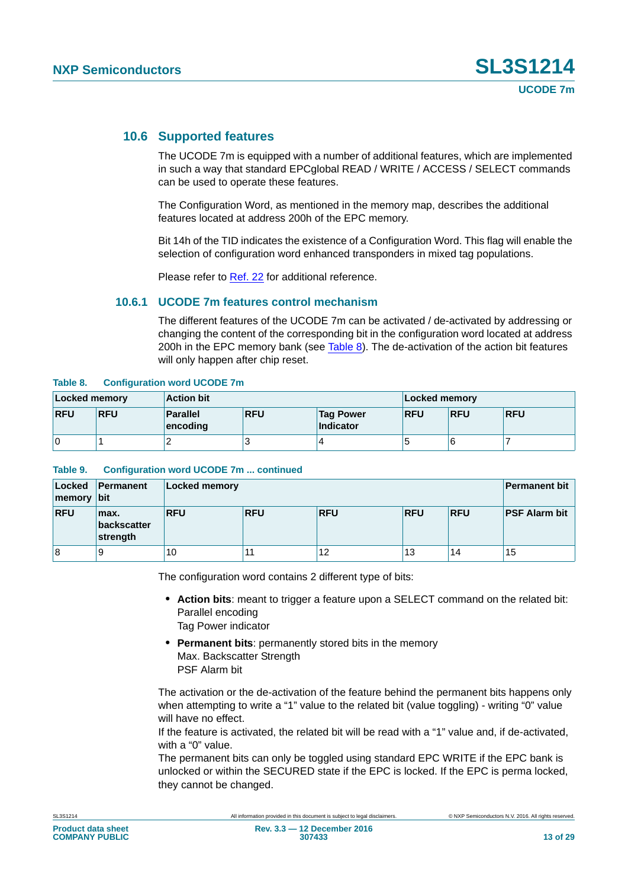## 10.6 Supported features

The UCODE 7m is equipped with a number of additional features, which are implemented in such a way that standard EPCglobal READ / WRITE / ACCESS / SELECT commands can be used to operate these features.

The Configuration Word, as mentioned in the memory map, describes the additional features located at address 200h of the EPC memory.

Bit 14h of the TID indicates the existence of a Configuration Word. This flag will enable the selection of configuration word enhanced transponders in mixed tag populations.

Please refer to Ref. 22 for additional reference.

### 10.6.1 UCODE 7m features control mechanism

The different features of the UCODE 7m can be activated / de-activated by addressing or changing the content of the corresponding bit in the configuration word located at address 200h in the EPC memory bank (see Table 8). The de-activation of the action bit features will only happen after chip reset.

**Table 8. Configuration word UCODE 7m**

| Locked memory | | Action bit | | | Locked memory | | |
|---|---|---|---|---|---|---|---|
| **RFU** | **RFU** | **Parallel encoding** | **RFU** | **Tag Power Indicator** | **RFU** | **RFU** | **RFU** |
| 0 | 1 | 2 | 3 | 4 | 5 | 6 | 7 |

**Table 9. Configuration word UCODE 7m ... continued**

| Locked memory | Permanent bit | Locked memory | | | | | Permanent bit |
|---|---|---|---|---|---|---|---|
| **RFU** | **max. backscatter strength** | **RFU** | **RFU** | **RFU** | **RFU** | **RFU** | **PSF Alarm bit** |
| 8 | 9 | 10 | 11 | 12 | 13 | 14 | 15 |

The configuration word contains 2 different type of bits:

- **Action bits**: meant to trigger a feature upon a SELECT command on the related bit:
  Parallel encoding
  Tag Power indicator
- **Permanent bits**: permanently stored bits in the memory
  Max. Backscatter Strength
  PSF Alarm bit

The activation or the de-activation of the feature behind the permanent bits happens only when attempting to write a “1” value to the related bit (value toggling) - writing “0” value will have no effect.
If the feature is activated, the related bit will be read with a “1” value and, if de-activated, with a “0” value.
The permanent bits can only be toggled using standard EPC WRITE if the EPC bank is unlocked or within the SECURED state if the EPC is locked. If the EPC is perma locked, they cannot be changed.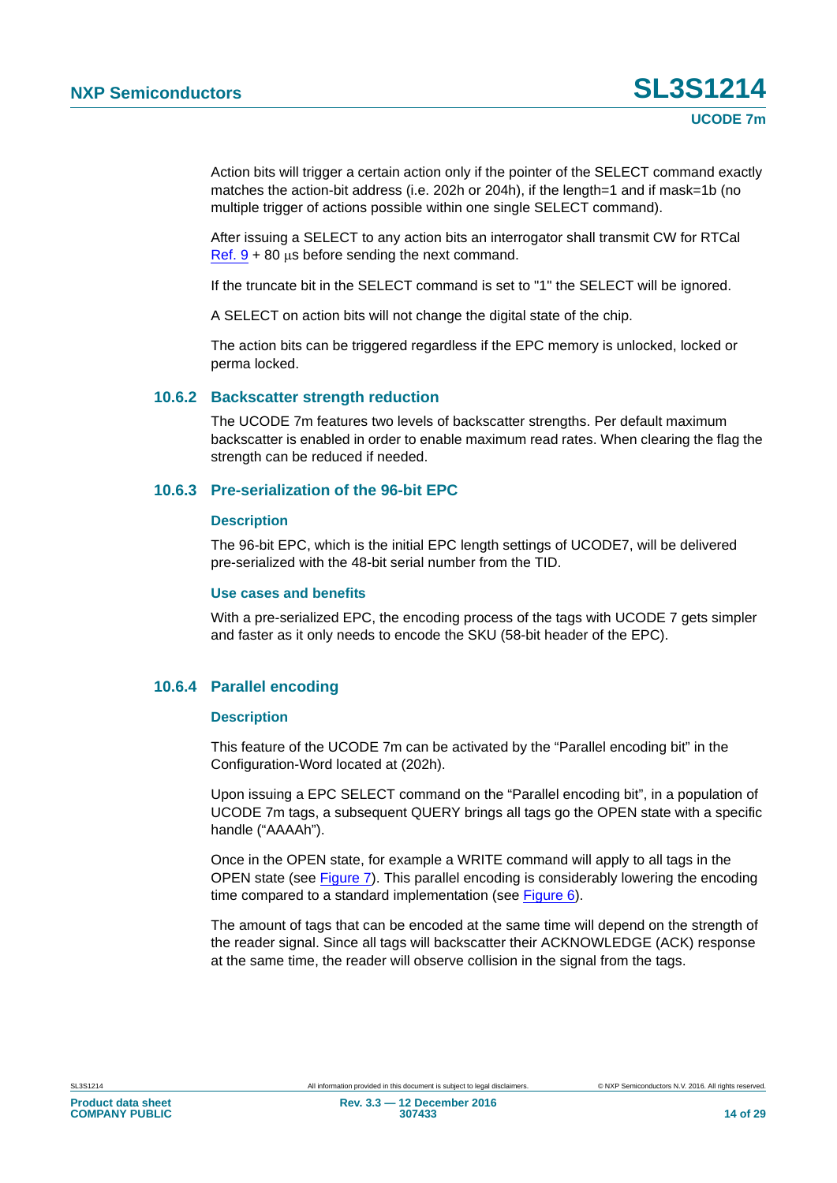Action bits will trigger a certain action only if the pointer of the SELECT command exactly matches the action-bit address (i.e. 202h or 204h), if the length=1 and if mask=1b (no multiple trigger of actions possible within one single SELECT command).

After issuing a SELECT to any action bits an interrogator shall transmit CW for RTCal Ref. 9 + 80 μs before sending the next command.

If the truncate bit in the SELECT command is set to "1" the SELECT will be ignored.

A SELECT on action bits will not change the digital state of the chip.

The action bits can be triggered regardless if the EPC memory is unlocked, locked or perma locked.

### 10.6.2 Backscatter strength reduction

The UCODE 7m features two levels of backscatter strengths. Per default maximum backscatter is enabled in order to enable maximum read rates. When clearing the flag the strength can be reduced if needed.

### 10.6.3 Pre-serialization of the 96-bit EPC

#### Description

The 96-bit EPC, which is the initial EPC length settings of UCODE7, will be delivered pre-serialized with the 48-bit serial number from the TID.

#### Use cases and benefits

With a pre-serialized EPC, the encoding process of the tags with UCODE 7 gets simpler and faster as it only needs to encode the SKU (58-bit header of the EPC).

### 10.6.4 Parallel encoding

#### Description

This feature of the UCODE 7m can be activated by the “Parallel encoding bit” in the Configuration-Word located at (202h).

Upon issuing a EPC SELECT command on the “Parallel encoding bit”, in a population of UCODE 7m tags, a subsequent QUERY brings all tags go the OPEN state with a specific handle (“AAAAh”).

Once in the OPEN state, for example a WRITE command will apply to all tags in the OPEN state (see Figure 7). This parallel encoding is considerably lowering the encoding time compared to a standard implementation (see Figure 6).

The amount of tags that can be encoded at the same time will depend on the strength of the reader signal. Since all tags will backscatter their ACKNOWLEDGE (ACK) response at the same time, the reader will observe collision in the signal from the tags.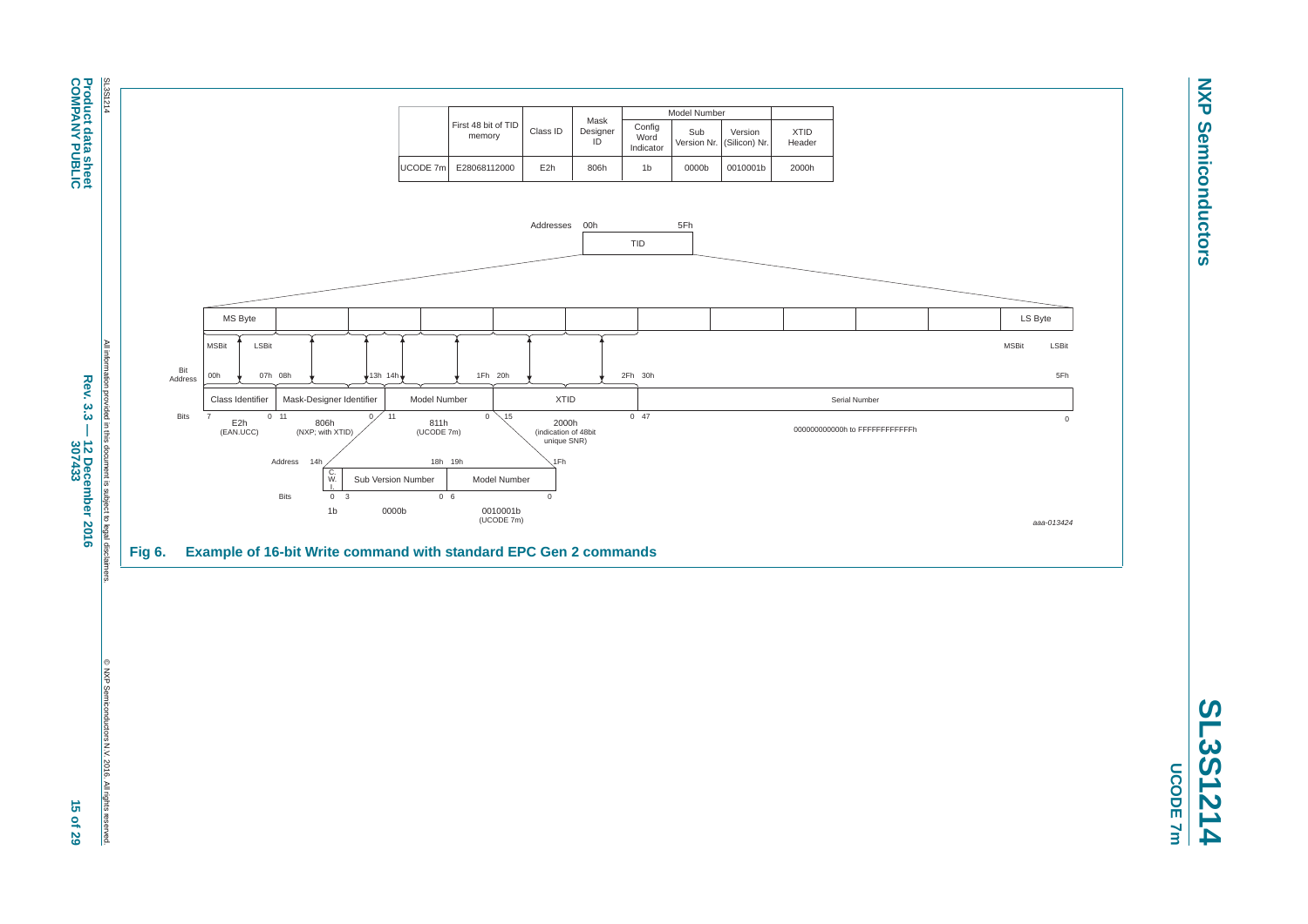|  | First 48 bit of TID memory | Class ID | Mask Designer ID | Model Number |  |  | XTID Header |
|---|---|---|---|---|---|---|---|
|  |  |  |  | Config Word Indicator | Sub Version Nr. | Version (Silicon) Nr. |  |
| UCODE 7m | E28068112000 | E2h | 806h | 1b | 0000b | 0010001b | 2000h |

Addresses 00h 5Fh
TID

| Bit Address | 00h – 07h | 08h – 13h | 14h – 1Fh | 20h – 2Fh | 30h – 5Fh |
|---|---|---|---|---|---|
| Field | Class Identifier | Mask-Designer Identifier | Model Number | XTID | Serial Number |
| Bits | 7 – 0 | 11 – 0 | 11 – 0 | 15 – 0 | 47 – 0 |
| Value | E2h (EAN.UCC) | 806h (NXP; with XTID) | 811h (UCODE 7m) | 2000h (indication of 48bit unique SNR) | 000000000000h to FFFFFFFFFFFFh |

Model Number detail:

| Address | 14h | 15h – 18h | 19h – 1Fh |
|---|---|---|---|
| Field | C.W.I. | Sub Version Number | Model Number |
| Bits | 0 | 3 – 0 | 6 – 0 |
| Value | 1b | 0000b | 0010001b (UCODE 7m) |

aaa-013424

**Fig 6. Example of 16-bit Write command with standard EPC Gen 2 commands**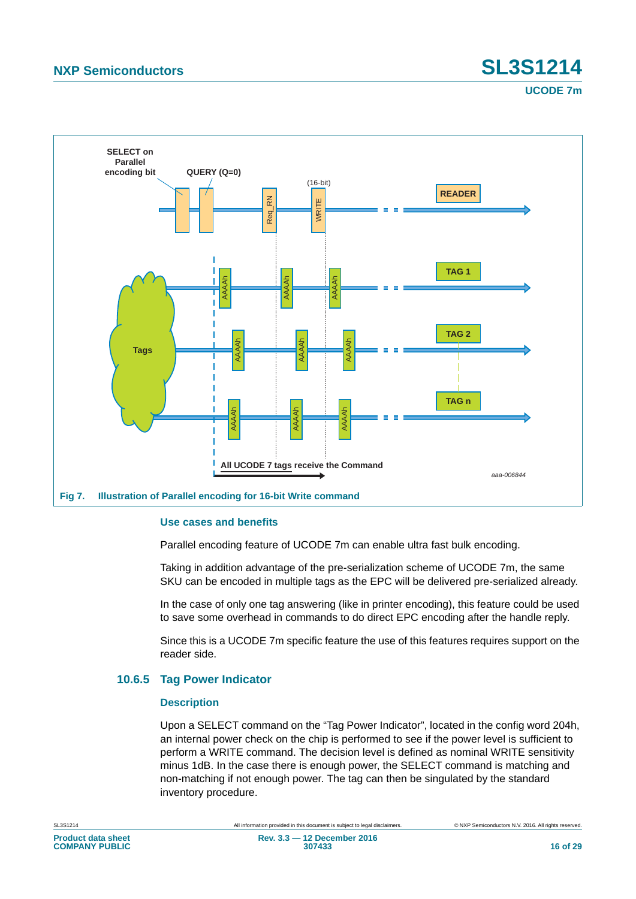Fig 7. Illustration of Parallel encoding for 16-bit Write command

#### Use cases and benefits

Parallel encoding feature of UCODE 7m can enable ultra fast bulk encoding.

Taking in addition advantage of the pre-serialization scheme of UCODE 7m, the same SKU can be encoded in multiple tags as the EPC will be delivered pre-serialized already.

In the case of only one tag answering (like in printer encoding), this feature could be used to save some overhead in commands to do direct EPC encoding after the handle reply.

Since this is a UCODE 7m specific feature the use of this features requires support on the reader side.

### 10.6.5 Tag Power Indicator

#### Description

Upon a SELECT command on the "Tag Power Indicator", located in the config word 204h, an internal power check on the chip is performed to see if the power level is sufficient to perform a WRITE command. The decision level is defined as nominal WRITE sensitivity minus 1dB. In the case there is enough power, the SELECT command is matching and non-matching if not enough power. The tag can then be singulated by the standard inventory procedure.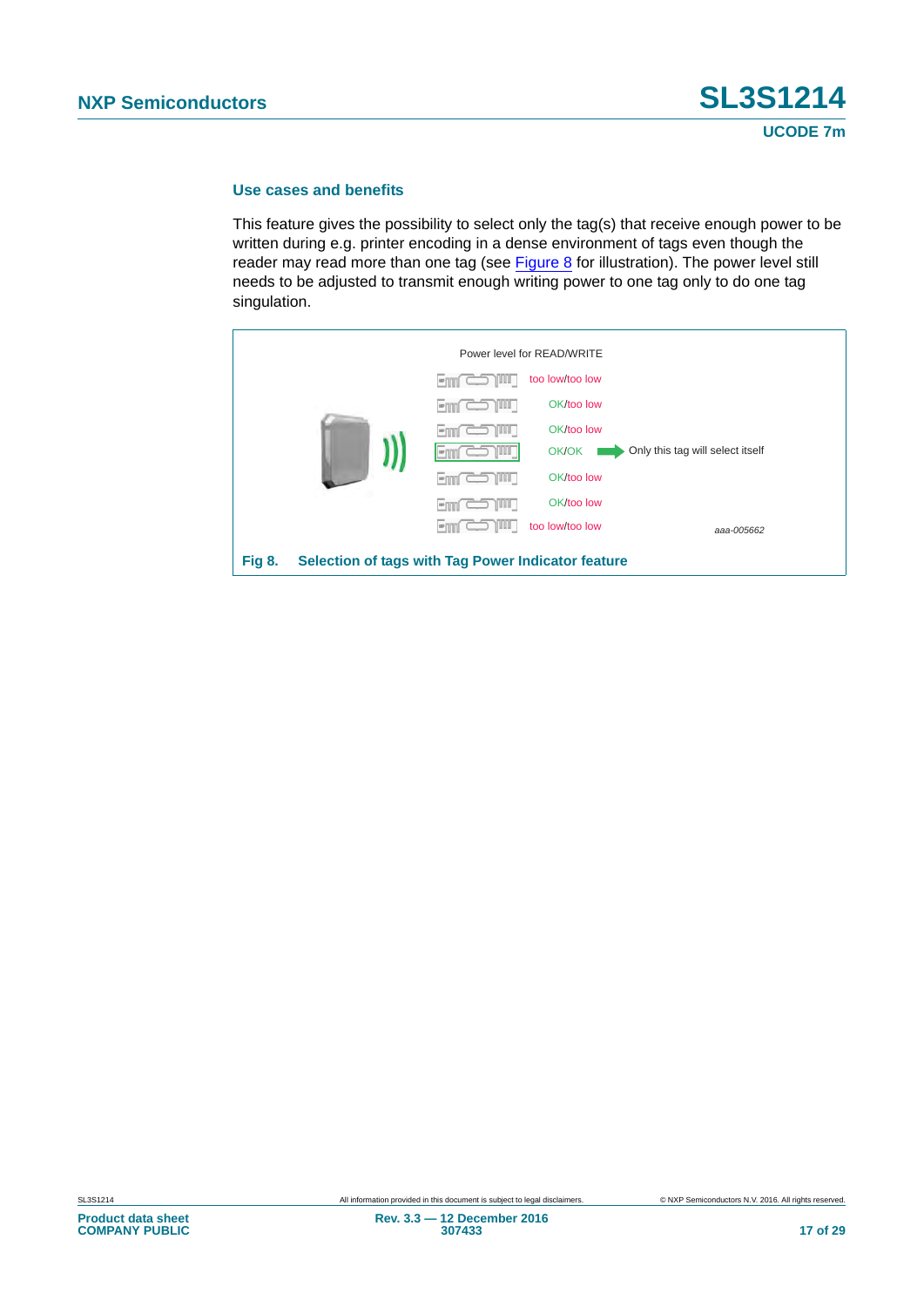### Use cases and benefits

This feature gives the possibility to select only the tag(s) that receive enough power to be written during e.g. printer encoding in a dense environment of tags even though the reader may read more than one tag (see Figure 8 for illustration). The power level still needs to be adjusted to transmit enough writing power to one tag only to do one tag singulation.

Power level for READ/WRITE

too low/too low

OK/too low

OK/too low

OK/OK → Only this tag will select itself

OK/too low

OK/too low

too low/too low

aaa-005662

**Fig 8. Selection of tags with Tag Power Indicator feature**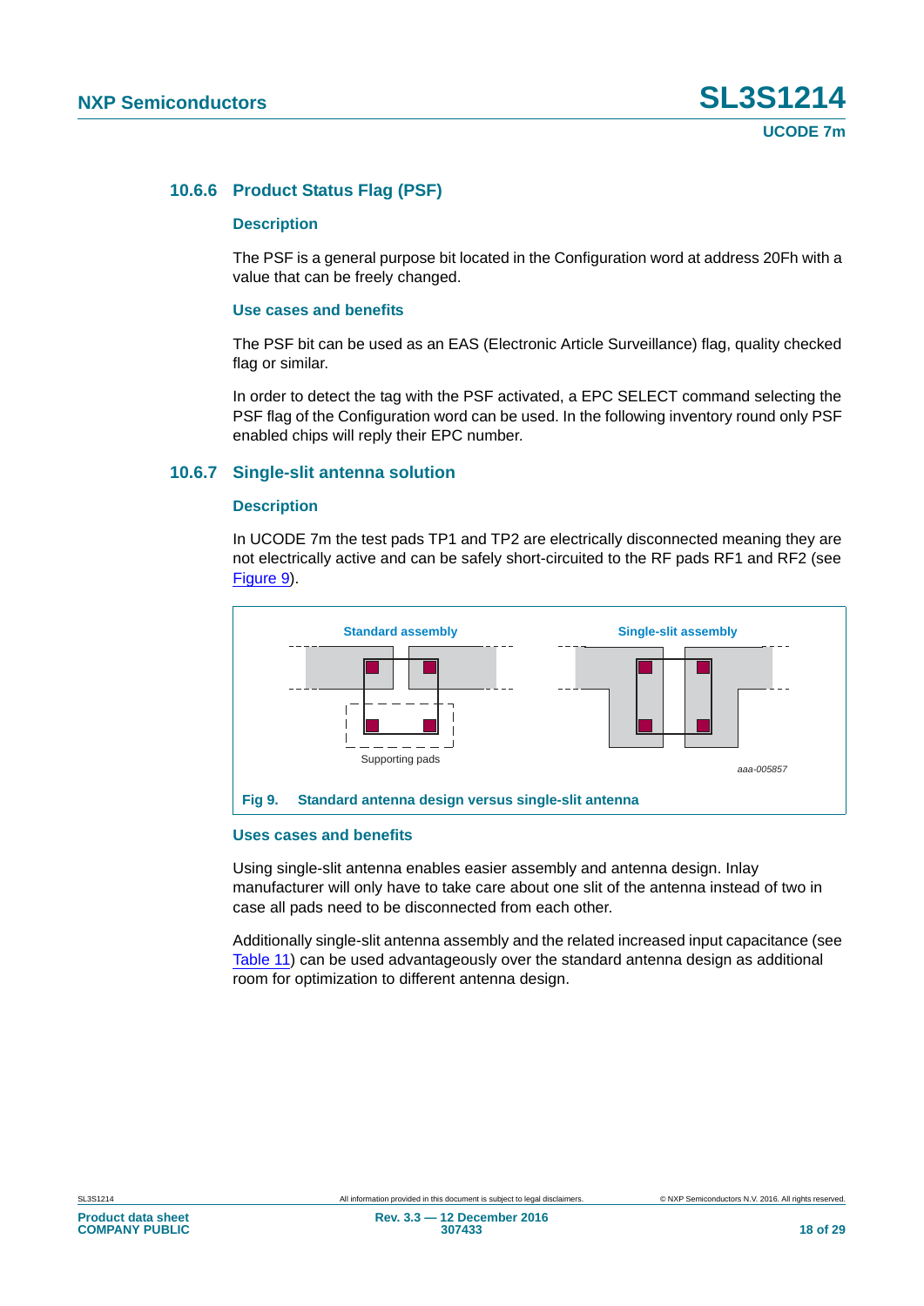### 10.6.6 Product Status Flag (PSF)

#### Description

The PSF is a general purpose bit located in the Configuration word at address 20Fh with a value that can be freely changed.

#### Use cases and benefits

The PSF bit can be used as an EAS (Electronic Article Surveillance) flag, quality checked flag or similar.

In order to detect the tag with the PSF activated, a EPC SELECT command selecting the PSF flag of the Configuration word can be used. In the following inventory round only PSF enabled chips will reply their EPC number.

### 10.6.7 Single-slit antenna solution

#### Description

In UCODE 7m the test pads TP1 and TP2 are electrically disconnected meaning they are not electrically active and can be safely short-circuited to the RF pads RF1 and RF2 (see Figure 9).

Standard assembly

Supporting pads

Single-slit assembly

aaa-005857

**Fig 9. Standard antenna design versus single-slit antenna**

#### Uses cases and benefits

Using single-slit antenna enables easier assembly and antenna design. Inlay manufacturer will only have to take care about one slit of the antenna instead of two in case all pads need to be disconnected from each other.

Additionally single-slit antenna assembly and the related increased input capacitance (see Table 11) can be used advantageously over the standard antenna design as additional room for optimization to different antenna design.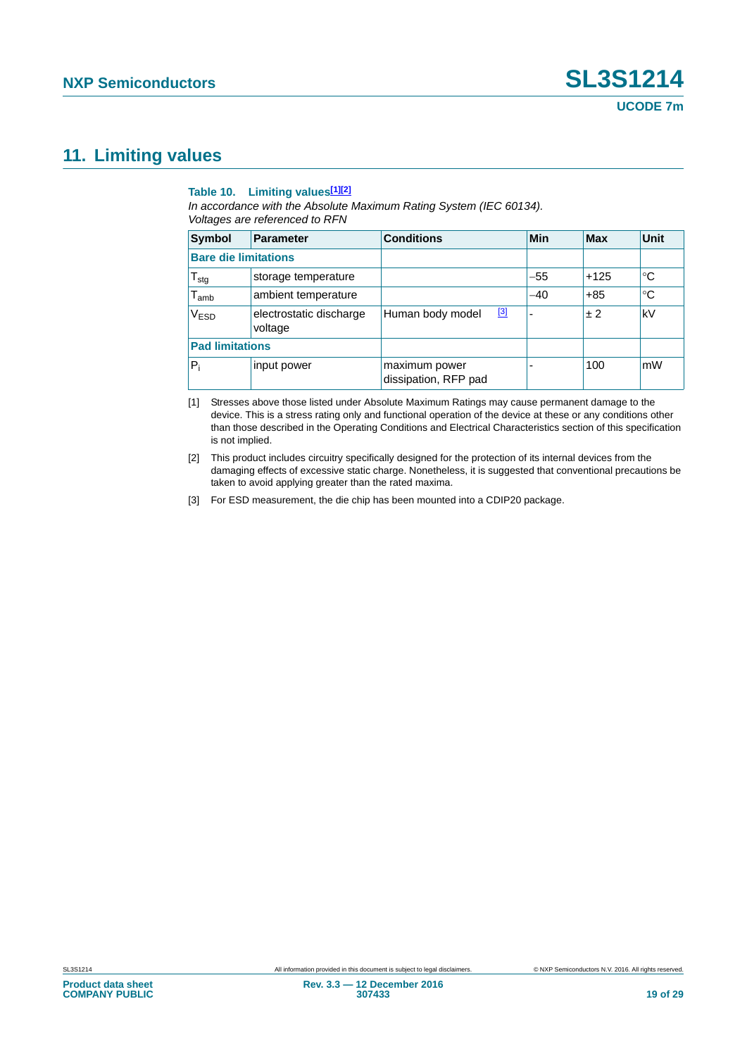## 11. Limiting values

**Table 10. Limiting values[1][2]**

*In accordance with the Absolute Maximum Rating System (IEC 60134). Voltages are referenced to RFN*

| Symbol | Parameter | Conditions | Min | Max | Unit |
|---|---|---|---|---|---|
| **Bare die limitations** | | | | | |
| $T_{stg}$ | storage temperature | | −55 | +125 | °C |
| $T_{amb}$ | ambient temperature | | −40 | +85 | °C |
| $V_{ESD}$ | electrostatic discharge voltage | Human body model [3] | - | ± 2 | kV |
| **Pad limitations** | | | | | |
| $P_i$ | input power | maximum power dissipation, RFP pad | - | 100 | mW |

[1] Stresses above those listed under Absolute Maximum Ratings may cause permanent damage to the device. This is a stress rating only and functional operation of the device at these or any conditions other than those described in the Operating Conditions and Electrical Characteristics section of this specification is not implied.

[2] This product includes circuitry specifically designed for the protection of its internal devices from the damaging effects of excessive static charge. Nonetheless, it is suggested that conventional precautions be taken to avoid applying greater than the rated maxima.

[3] For ESD measurement, the die chip has been mounted into a CDIP20 package.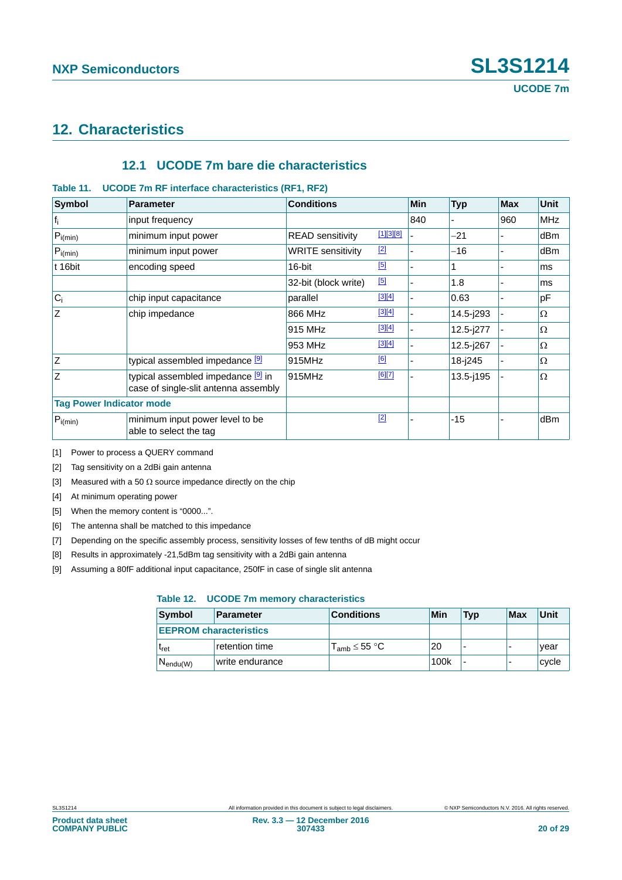## 12. Characteristics

### 12.1 UCODE 7m bare die characteristics

**Table 11. UCODE 7m RF interface characteristics (RF1, RF2)**

| Symbol | Parameter | Conditions | | Min | Typ | Max | Unit |
|---|---|---|---|---|---|---|---|
| $f_i$ | input frequency | | | 840 | - | 960 | MHz |
| $P_{i(min)}$ | minimum input power | READ sensitivity | [1][3][8] | - | −21 | - | dBm |
| $P_{i(min)}$ | minimum input power | WRITE sensitivity | [2] | - | −16 | - | dBm |
| t 16bit | encoding speed | 16-bit | [5] | - | 1 | - | ms |
| | | 32-bit (block write) | [5] | - | 1.8 | - | ms |
| $C_i$ | chip input capacitance | parallel | [3][4] | - | 0.63 | - | pF |
| Z | chip impedance | 866 MHz | [3][4] | - | 14.5-j293 | - | Ω |
| | | 915 MHz | [3][4] | - | 12.5-j277 | - | Ω |
| | | 953 MHz | [3][4] | - | 12.5-j267 | - | Ω |
| Z | typical assembled impedance [9] | 915MHz | [6] | - | 18-j245 | - | Ω |
| Z | typical assembled impedance [9] in case of single-slit antenna assembly | 915MHz | [6][7] | - | 13.5-j195 | - | Ω |
| **Tag Power Indicator mode** | | | | | | | |
| $P_{i(min)}$ | minimum input power level to be able to select the tag | | [2] | - | -15 | - | dBm |

[1] Power to process a QUERY command

[2] Tag sensitivity on a 2dBi gain antenna

[3] Measured with a 50 Ω source impedance directly on the chip

[4] At minimum operating power

[5] When the memory content is “0000...”.

[6] The antenna shall be matched to this impedance

[7] Depending on the specific assembly process, sensitivity losses of few tenths of dB might occur

[8] Results in approximately -21,5dBm tag sensitivity with a 2dBi gain antenna

[9] Assuming a 80fF additional input capacitance, 250fF in case of single slit antenna

**Table 12. UCODE 7m memory characteristics**

| Symbol | Parameter | Conditions | Min | Typ | Max | Unit |
|---|---|---|---|---|---|---|
| **EEPROM characteristics** | | | | | | |
| $t_{ret}$ | retention time | $T_{amb} \leq 55$ °C | 20 | - | - | year |
| $N_{endu(W)}$ | write endurance | | 100k | - | - | cycle |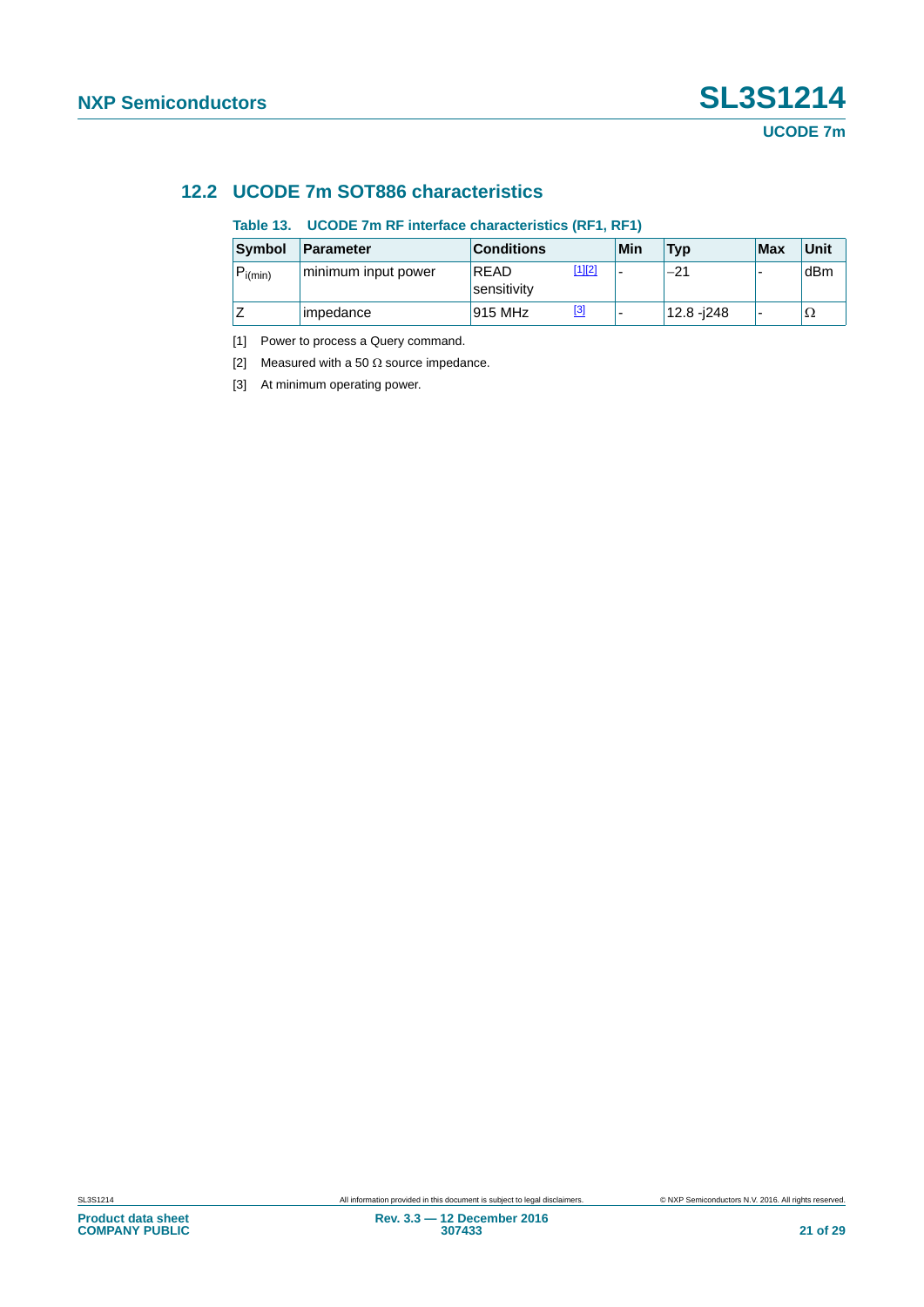## 12.2 UCODE 7m SOT886 characteristics

**Table 13. UCODE 7m RF interface characteristics (RF1, RF1)**

| Symbol | Parameter | Conditions | | Min | Typ | Max | Unit |
|---|---|---|---|---|---|---|---|
| $P_{i(min)}$ | minimum input power | READ sensitivity | [1][2] | - | −21 | - | dBm |
| Z | impedance | 915 MHz | [3] | - | 12.8 -j248 | - | Ω |

[1] Power to process a Query command.

[2] Measured with a 50 Ω source impedance.

[3] At minimum operating power.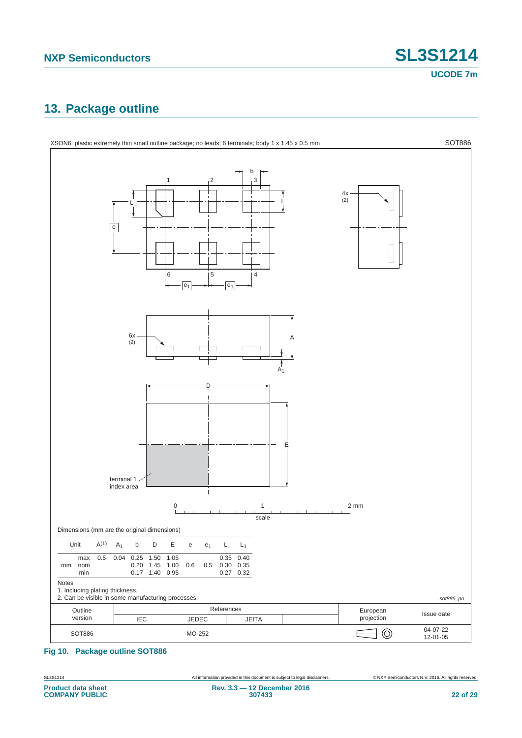## 13. Package outline

XSON6: plastic extremely thin small outline package; no leads; 6 terminals; body 1 x 1.45 x 0.5 mm — SOT886

Dimensions (mm are the original dimensions)

| Unit | | $A^{(1)}$ | $A_1$ | b | D | E | e | $e_1$ | L | $L_1$ |
|---|---|---|---|---|---|---|---|---|---|---|
| mm | max | 0.5 | 0.04 | 0.25 | 1.50 | 1.05 | | | 0.35 | 0.40 |
| | nom | | | 0.20 | 1.45 | 1.00 | 0.6 | 0.5 | 0.30 | 0.35 |
| | min | | | 0.17 | 1.40 | 0.95 | | | 0.27 | 0.32 |

Notes

1. Including plating thickness.
2. Can be visible in some manufacturing processes.

sot886_po

| Outline version | References | | | | European projection | Issue date |
|---|---|---|---|---|---|---|
| | IEC | JEDEC | JEITA | | | |
| SOT886 | | MO-252 | | | | ~~04-07-22~~ 12-01-05 |

**Fig 10. Package outline SOT886**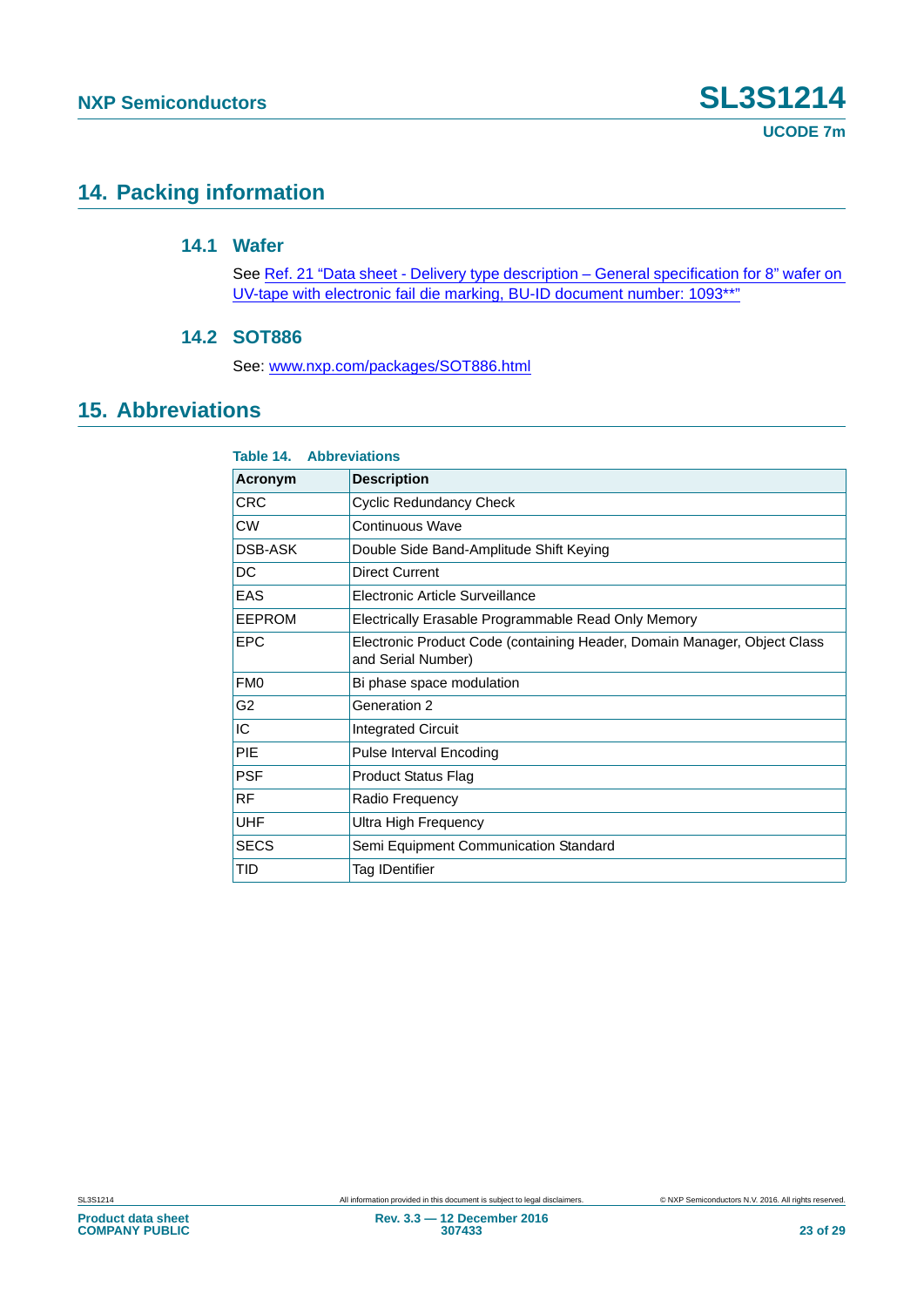## 14. Packing information

### 14.1 Wafer

See Ref. 21 "Data sheet - Delivery type description – General specification for 8" wafer on UV-tape with electronic fail die marking, BU-ID document number: 1093**"

### 14.2 SOT886

See: www.nxp.com/packages/SOT886.html

## 15. Abbreviations

**Table 14. Abbreviations**

| Acronym | Description |
|---|---|
| CRC | Cyclic Redundancy Check |
| CW | Continuous Wave |
| DSB-ASK | Double Side Band-Amplitude Shift Keying |
| DC | Direct Current |
| EAS | Electronic Article Surveillance |
| EEPROM | Electrically Erasable Programmable Read Only Memory |
| EPC | Electronic Product Code (containing Header, Domain Manager, Object Class and Serial Number) |
| FM0 | Bi phase space modulation |
| G2 | Generation 2 |
| IC | Integrated Circuit |
| PIE | Pulse Interval Encoding |
| PSF | Product Status Flag |
| RF | Radio Frequency |
| UHF | Ultra High Frequency |
| SECS | Semi Equipment Communication Standard |
| TID | Tag IDentifier |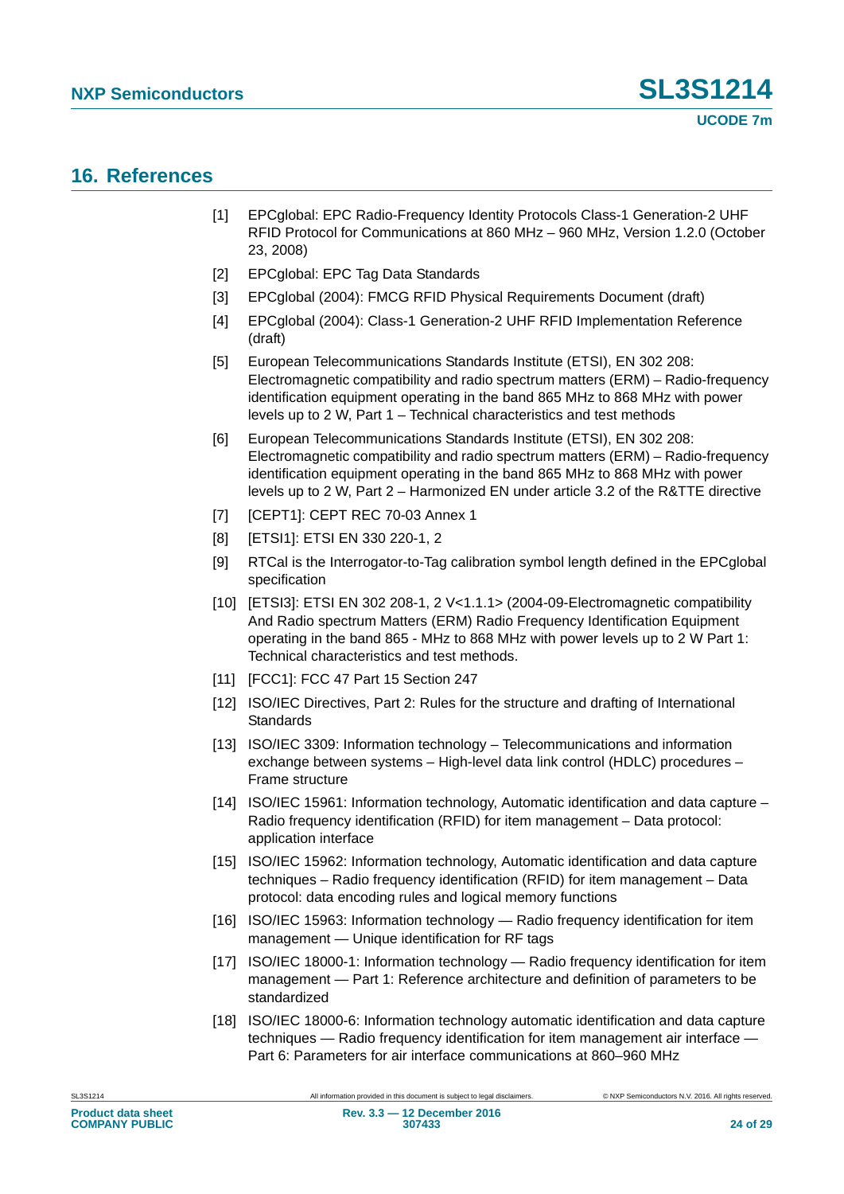## 16. References

[1] EPCglobal: EPC Radio-Frequency Identity Protocols Class-1 Generation-2 UHF RFID Protocol for Communications at 860 MHz – 960 MHz, Version 1.2.0 (October 23, 2008)

[2] EPCglobal: EPC Tag Data Standards

[3] EPCglobal (2004): FMCG RFID Physical Requirements Document (draft)

[4] EPCglobal (2004): Class-1 Generation-2 UHF RFID Implementation Reference (draft)

[5] European Telecommunications Standards Institute (ETSI), EN 302 208: Electromagnetic compatibility and radio spectrum matters (ERM) – Radio-frequency identification equipment operating in the band 865 MHz to 868 MHz with power levels up to 2 W, Part 1 – Technical characteristics and test methods

[6] European Telecommunications Standards Institute (ETSI), EN 302 208: Electromagnetic compatibility and radio spectrum matters (ERM) – Radio-frequency identification equipment operating in the band 865 MHz to 868 MHz with power levels up to 2 W, Part 2 – Harmonized EN under article 3.2 of the R&TTE directive

[7] [CEPT1]: CEPT REC 70-03 Annex 1

[8] [ETSI1]: ETSI EN 330 220-1, 2

[9] RTCal is the Interrogator-to-Tag calibration symbol length defined in the EPCglobal specification

[10] [ETSI3]: ETSI EN 302 208-1, 2 V<1.1.1> (2004-09-Electromagnetic compatibility And Radio spectrum Matters (ERM) Radio Frequency Identification Equipment operating in the band 865 - MHz to 868 MHz with power levels up to 2 W Part 1: Technical characteristics and test methods.

[11] [FCC1]: FCC 47 Part 15 Section 247

[12] ISO/IEC Directives, Part 2: Rules for the structure and drafting of International Standards

[13] ISO/IEC 3309: Information technology – Telecommunications and information exchange between systems – High-level data link control (HDLC) procedures – Frame structure

[14] ISO/IEC 15961: Information technology, Automatic identification and data capture – Radio frequency identification (RFID) for item management – Data protocol: application interface

[15] ISO/IEC 15962: Information technology, Automatic identification and data capture techniques – Radio frequency identification (RFID) for item management – Data protocol: data encoding rules and logical memory functions

[16] ISO/IEC 15963: Information technology — Radio frequency identification for item management — Unique identification for RF tags

[17] ISO/IEC 18000-1: Information technology — Radio frequency identification for item management — Part 1: Reference architecture and definition of parameters to be standardized

[18] ISO/IEC 18000-6: Information technology automatic identification and data capture techniques — Radio frequency identification for item management air interface — Part 6: Parameters for air interface communications at 860–960 MHz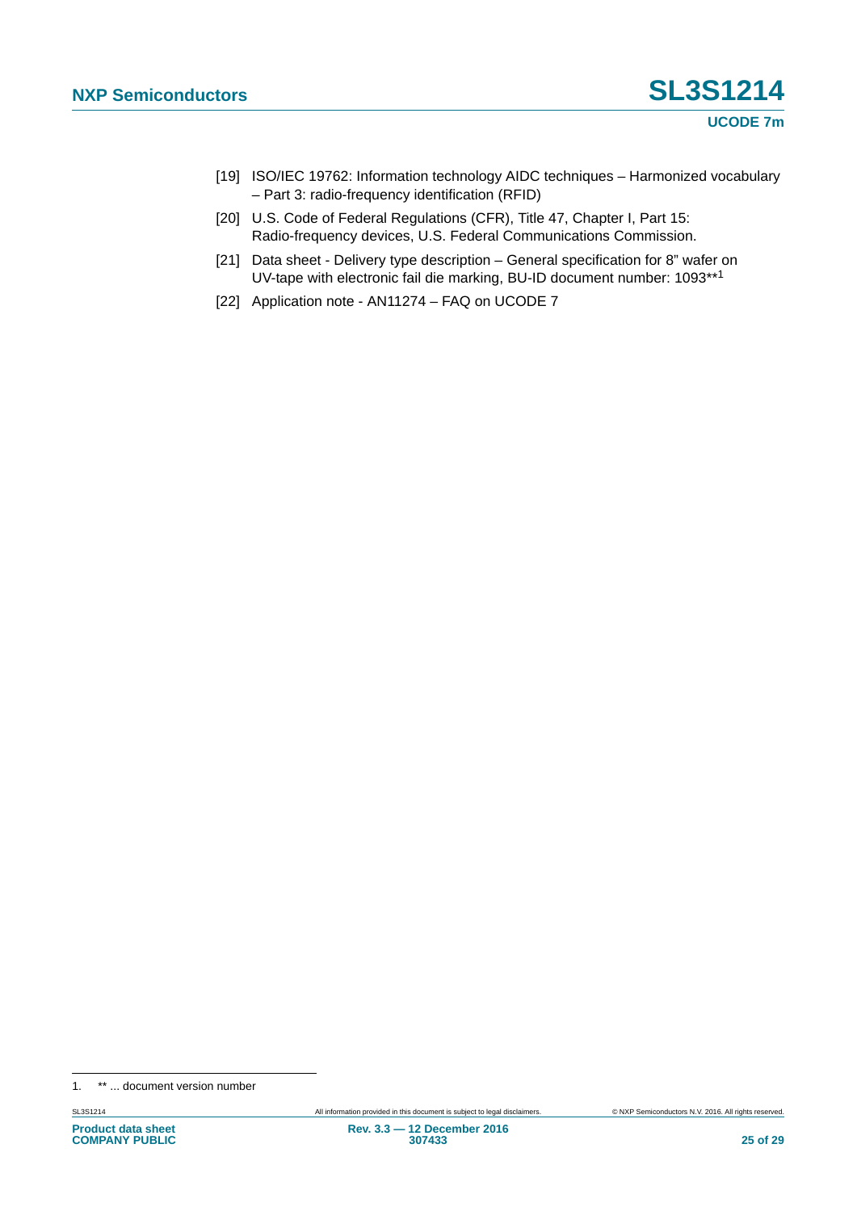[19] ISO/IEC 19762: Information technology AIDC techniques – Harmonized vocabulary – Part 3: radio-frequency identification (RFID)

[20] U.S. Code of Federal Regulations (CFR), Title 47, Chapter I, Part 15: Radio-frequency devices, U.S. Federal Communications Commission.

[21] Data sheet - Delivery type description – General specification for 8" wafer on UV-tape with electronic fail die marking, BU-ID document number: 1093**[1]

[22] Application note - AN11274 – FAQ on UCODE 7

1. ** ... document version number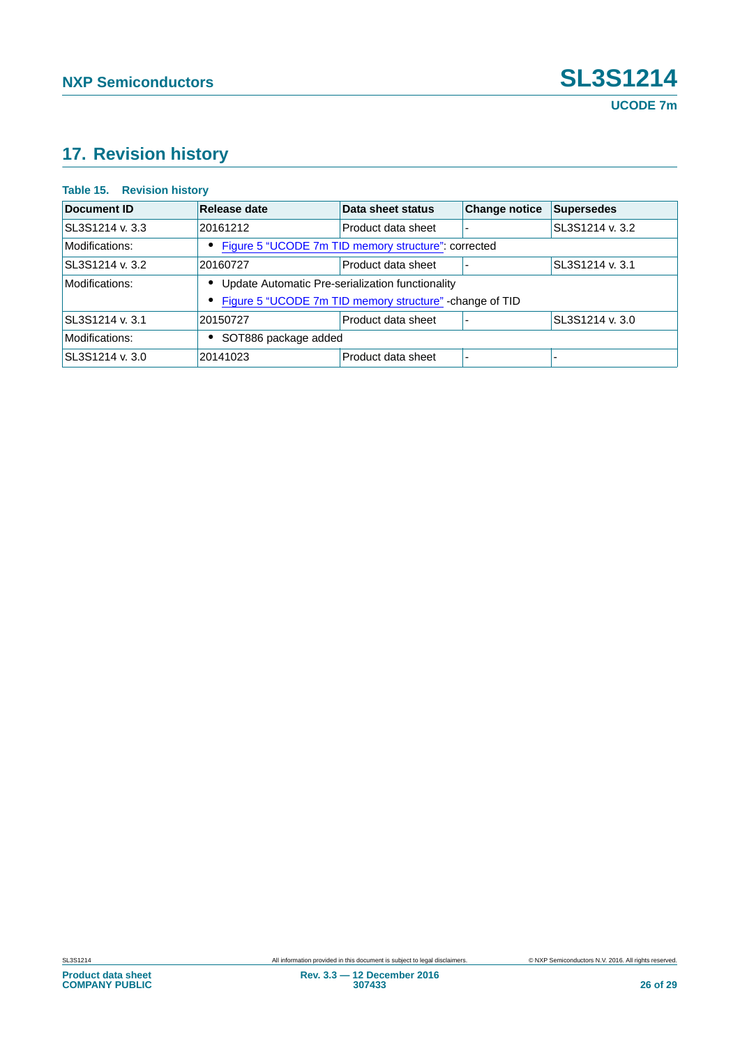## 17. Revision history

**Table 15. Revision history**

| Document ID | Release date | Data sheet status | Change notice | Supersedes |
|---|---|---|---|---|
| SL3S1214 v. 3.3 | 20161212 | Product data sheet | - | SL3S1214 v. 3.2 |
| Modifications: | • Figure 5 “UCODE 7m TID memory structure”: corrected | | | |
| SL3S1214 v. 3.2 | 20160727 | Product data sheet | - | SL3S1214 v. 3.1 |
| Modifications: | • Update Automatic Pre-serialization functionality<br>• Figure 5 “UCODE 7m TID memory structure” -change of TID | | | |
| SL3S1214 v. 3.1 | 20150727 | Product data sheet | - | SL3S1214 v. 3.0 |
| Modifications: | • SOT886 package added | | | |
| SL3S1214 v. 3.0 | 20141023 | Product data sheet | - | - |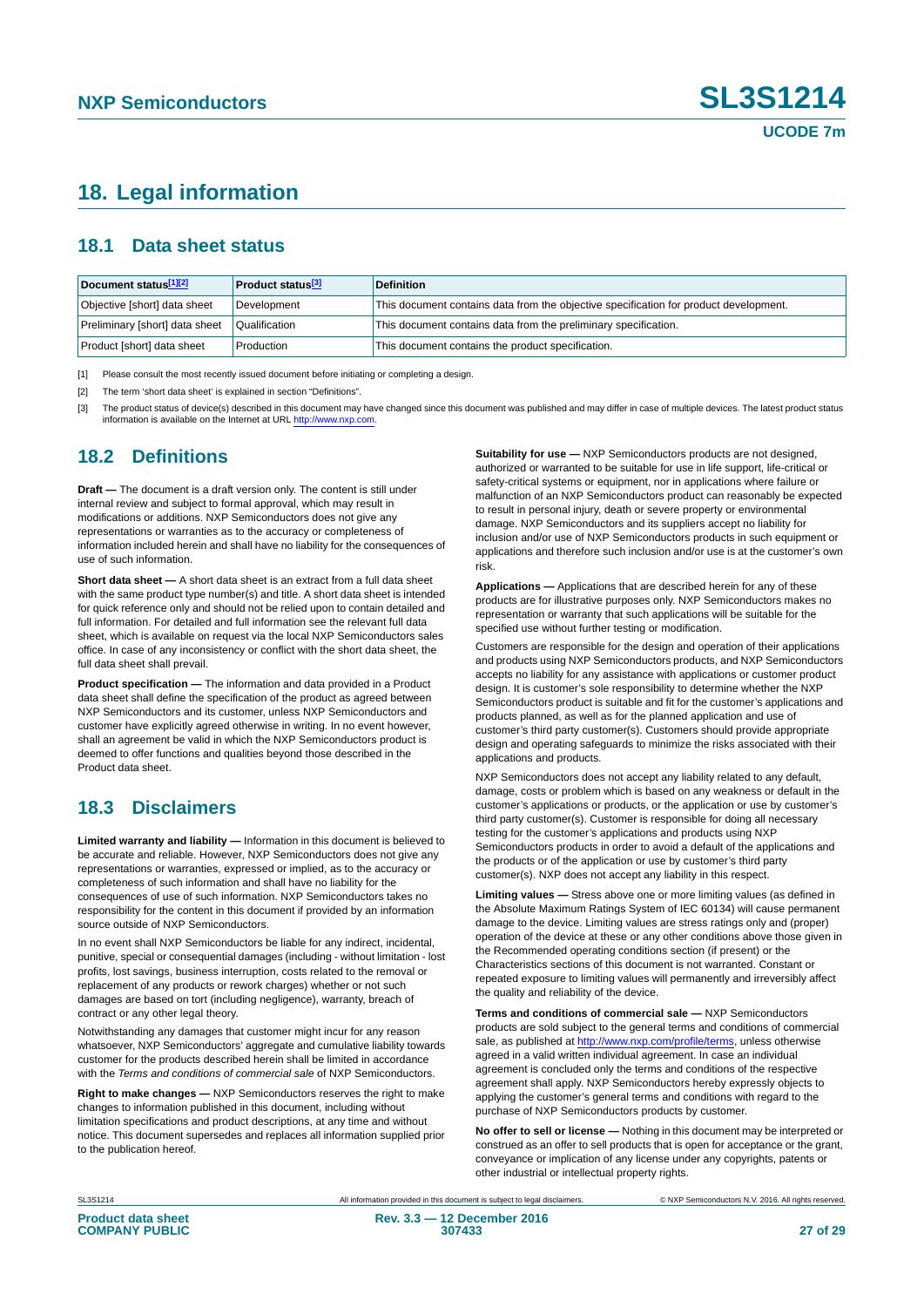# 18. Legal information

## 18.1 Data sheet status

| Document status[1][2] | Product status[3] | Definition |
|---|---|---|
| Objective [short] data sheet | Development | This document contains data from the objective specification for product development. |
| Preliminary [short] data sheet | Qualification | This document contains data from the preliminary specification. |
| Product [short] data sheet | Production | This document contains the product specification. |

[1] Please consult the most recently issued document before initiating or completing a design.

[2] The term 'short data sheet' is explained in section "Definitions".

[3] The product status of device(s) described in this document may have changed since this document was published and may differ in case of multiple devices. The latest product status information is available on the Internet at URL http://www.nxp.com.

## 18.2 Definitions

**Draft —** The document is a draft version only. The content is still under internal review and subject to formal approval, which may result in modifications or additions. NXP Semiconductors does not give any representations or warranties as to the accuracy or completeness of information included herein and shall have no liability for the consequences of use of such information.

**Short data sheet —** A short data sheet is an extract from a full data sheet with the same product type number(s) and title. A short data sheet is intended for quick reference only and should not be relied upon to contain detailed and full information. For detailed and full information see the relevant full data sheet, which is available on request via the local NXP Semiconductors sales office. In case of any inconsistency or conflict with the short data sheet, the full data sheet shall prevail.

**Product specification —** The information and data provided in a Product data sheet shall define the specification of the product as agreed between NXP Semiconductors and its customer, unless NXP Semiconductors and customer have explicitly agreed otherwise in writing. In no event however, shall an agreement be valid in which the NXP Semiconductors product is deemed to offer functions and qualities beyond those described in the Product data sheet.

## 18.3 Disclaimers

**Limited warranty and liability —** Information in this document is believed to be accurate and reliable. However, NXP Semiconductors does not give any representations or warranties, expressed or implied, as to the accuracy or completeness of such information and shall have no liability for the consequences of use of such information. NXP Semiconductors takes no responsibility for the content in this document if provided by an information source outside of NXP Semiconductors.

In no event shall NXP Semiconductors be liable for any indirect, incidental, punitive, special or consequential damages (including - without limitation - lost profits, lost savings, business interruption, costs related to the removal or replacement of any products or rework charges) whether or not such damages are based on tort (including negligence), warranty, breach of contract or any other legal theory.

Notwithstanding any damages that customer might incur for any reason whatsoever, NXP Semiconductors' aggregate and cumulative liability towards customer for the products described herein shall be limited in accordance with the *Terms and conditions of commercial sale* of NXP Semiconductors.

**Right to make changes —** NXP Semiconductors reserves the right to make changes to information published in this document, including without limitation specifications and product descriptions, at any time and without notice. This document supersedes and replaces all information supplied prior to the publication hereof.

**Suitability for use —** NXP Semiconductors products are not designed, authorized or warranted to be suitable for use in life support, life-critical or safety-critical systems or equipment, nor in applications where failure or malfunction of an NXP Semiconductors product can reasonably be expected to result in personal injury, death or severe property or environmental damage. NXP Semiconductors and its suppliers accept no liability for inclusion and/or use of NXP Semiconductors products in such equipment or applications and therefore such inclusion and/or use is at the customer's own risk.

**Applications —** Applications that are described herein for any of these products are for illustrative purposes only. NXP Semiconductors makes no representation or warranty that such applications will be suitable for the specified use without further testing or modification.

Customers are responsible for the design and operation of their applications and products using NXP Semiconductors products, and NXP Semiconductors accepts no liability for any assistance with applications or customer product design. It is customer's sole responsibility to determine whether the NXP Semiconductors product is suitable and fit for the customer's applications and products planned, as well as for the planned application and use of customer's third party customer(s). Customers should provide appropriate design and operating safeguards to minimize the risks associated with their applications and products.

NXP Semiconductors does not accept any liability related to any default, damage, costs or problem which is based on any weakness or default in the customer's applications or products, or the application or use by customer's third party customer(s). Customer is responsible for doing all necessary testing for the customer's applications and products using NXP Semiconductors products in order to avoid a default of the applications and the products or of the application or use by customer's third party customer(s). NXP does not accept any liability in this respect.

**Limiting values —** Stress above one or more limiting values (as defined in the Absolute Maximum Ratings System of IEC 60134) will cause permanent damage to the device. Limiting values are stress ratings only and (proper) operation of the device at these or any other conditions above those given in the Recommended operating conditions section (if present) or the Characteristics sections of this document is not warranted. Constant or repeated exposure to limiting values will permanently and irreversibly affect the quality and reliability of the device.

**Terms and conditions of commercial sale —** NXP Semiconductors products are sold subject to the general terms and conditions of commercial sale, as published at http://www.nxp.com/profile/terms, unless otherwise agreed in a valid written individual agreement. In case an individual agreement is concluded only the terms and conditions of the respective agreement shall apply. NXP Semiconductors hereby expressly objects to applying the customer's general terms and conditions with regard to the purchase of NXP Semiconductors products by customer.

**No offer to sell or license —** Nothing in this document may be interpreted or construed as an offer to sell products that is open for acceptance or the grant, conveyance or implication of any license under any copyrights, patents or other industrial or intellectual property rights.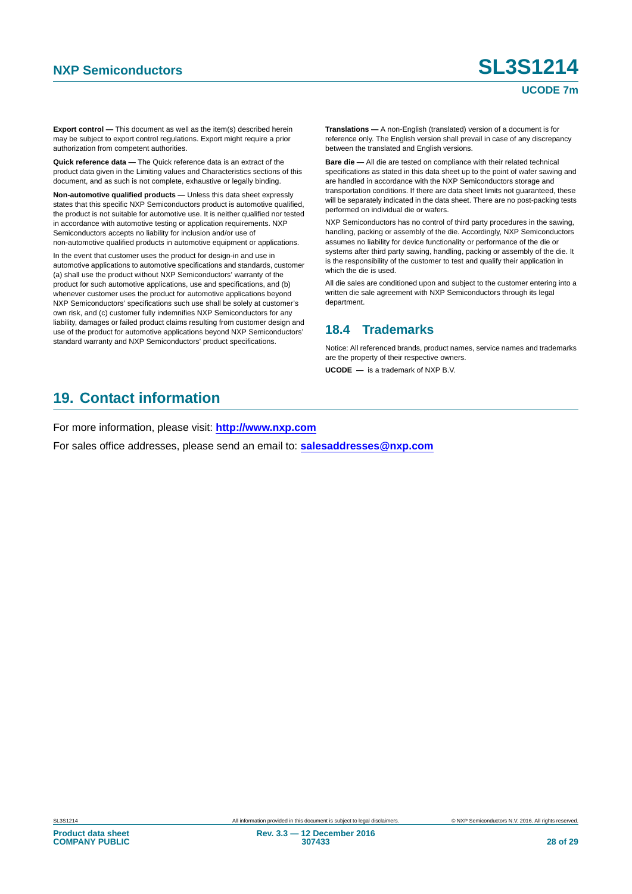**Export control —** This document as well as the item(s) described herein may be subject to export control regulations. Export might require a prior authorization from competent authorities.

**Quick reference data —** The Quick reference data is an extract of the product data given in the Limiting values and Characteristics sections of this document, and as such is not complete, exhaustive or legally binding.

**Non-automotive qualified products —** Unless this data sheet expressly states that this specific NXP Semiconductors product is automotive qualified, the product is not suitable for automotive use. It is neither qualified nor tested in accordance with automotive testing or application requirements. NXP Semiconductors accepts no liability for inclusion and/or use of non-automotive qualified products in automotive equipment or applications.

In the event that customer uses the product for design-in and use in automotive applications to automotive specifications and standards, customer (a) shall use the product without NXP Semiconductors' warranty of the product for such automotive applications, use and specifications, and (b) whenever customer uses the product for automotive applications beyond NXP Semiconductors' specifications such use shall be solely at customer's own risk, and (c) customer fully indemnifies NXP Semiconductors for any liability, damages or failed product claims resulting from customer design and use of the product for automotive applications beyond NXP Semiconductors' standard warranty and NXP Semiconductors' product specifications.

**Translations —** A non-English (translated) version of a document is for reference only. The English version shall prevail in case of any discrepancy between the translated and English versions.

**Bare die —** All die are tested on compliance with their related technical specifications as stated in this data sheet up to the point of wafer sawing and are handled in accordance with the NXP Semiconductors storage and transportation conditions. If there are data sheet limits not guaranteed, these will be separately indicated in the data sheet. There are no post-packing tests performed on individual die or wafers.

NXP Semiconductors has no control of third party procedures in the sawing, handling, packing or assembly of the die. Accordingly, NXP Semiconductors assumes no liability for device functionality or performance of the die or systems after third party sawing, handling, packing or assembly of the die. It is the responsibility of the customer to test and qualify their application in which the die is used.

All die sales are conditioned upon and subject to the customer entering into a written die sale agreement with NXP Semiconductors through its legal department.

### 18.4 Trademarks

Notice: All referenced brands, product names, service names and trademarks are the property of their respective owners.

**UCODE —** is a trademark of NXP B.V.

## 19. Contact information

For more information, please visit: **http://www.nxp.com**

For sales office addresses, please send an email to: **salesaddresses@nxp.com**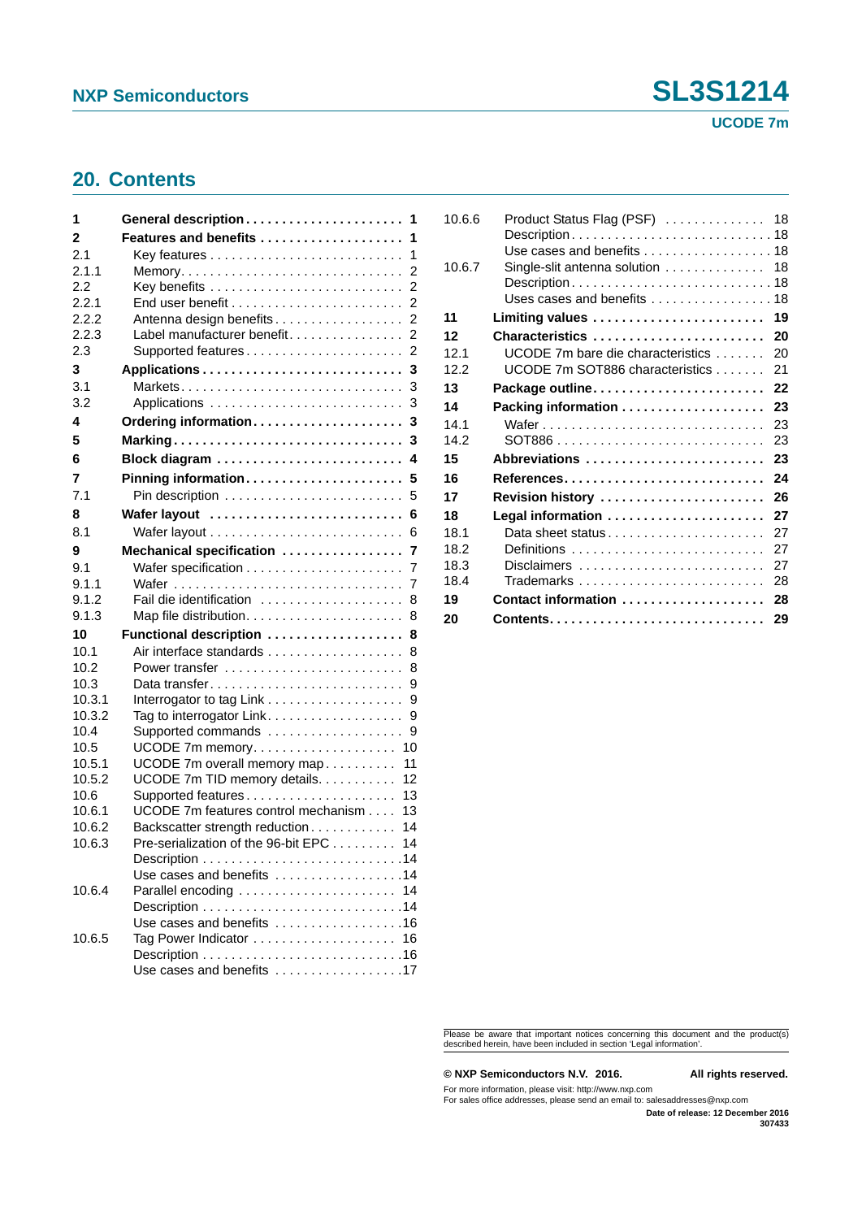## 20. Contents

- **1 General description . . . . . 1**
- **2 Features and benefits . . . . . 1**
  - 2.1 Key features . . . . . 1
  - 2.1.1 Memory . . . . . 2
  - 2.2 Key benefits . . . . . 2
  - 2.2.1 End user benefit . . . . . 2
  - 2.2.2 Antenna design benefits . . . . . 2
  - 2.2.3 Label manufacturer benefit . . . . . 2
  - 2.3 Supported features . . . . . 2
- **3 Applications . . . . . 3**
  - 3.1 Markets . . . . . 3
  - 3.2 Applications . . . . . 3
- **4 Ordering information . . . . . 3**
- **5 Marking . . . . . 3**
- **6 Block diagram . . . . . 4**
- **7 Pinning information . . . . . 5**
  - 7.1 Pin description . . . . . 5
- **8 Wafer layout . . . . . 6**
  - 8.1 Wafer layout . . . . . 6
- **9 Mechanical specification . . . . . 7**
  - 9.1 Wafer specification . . . . . 7
  - 9.1.1 Wafer . . . . . 7
  - 9.1.2 Fail die identification . . . . . 8
  - 9.1.3 Map file distribution . . . . . 8
- **10 Functional description . . . . . 8**
  - 10.1 Air interface standards . . . . . 8
  - 10.2 Power transfer . . . . . 8
  - 10.3 Data transfer . . . . . 9
  - 10.3.1 Interrogator to tag Link . . . . . 9
  - 10.3.2 Tag to interrogator Link . . . . . 9
  - 10.4 Supported commands . . . . . 9
  - 10.5 UCODE 7m memory . . . . . 10
  - 10.5.1 UCODE 7m overall memory map . . . . . 11
  - 10.5.2 UCODE 7m TID memory details . . . . . 12
  - 10.6 Supported features . . . . . 13
  - 10.6.1 UCODE 7m features control mechanism . . . . . 13
  - 10.6.2 Backscatter strength reduction . . . . . 14
  - 10.6.3 Pre-serialization of the 96-bit EPC . . . . . 14
    - Description . . . . . 14
    - Use cases and benefits . . . . . 14
  - 10.6.4 Parallel encoding . . . . . 14
    - Description . . . . . 14
    - Use cases and benefits . . . . . 16
  - 10.6.5 Tag Power Indicator . . . . . 16
    - Description . . . . . 16
    - Use cases and benefits . . . . . 17
  - 10.6.6 Product Status Flag (PSF) . . . . . 18
    - Description . . . . . 18
    - Use cases and benefits . . . . . 18
  - 10.6.7 Single-slit antenna solution . . . . . 18
    - Description . . . . . 18
    - Uses cases and benefits . . . . . 18
- **11 Limiting values . . . . . 19**
- **12 Characteristics . . . . . 20**
  - 12.1 UCODE 7m bare die characteristics . . . . . 20
  - 12.2 UCODE 7m SOT886 characteristics . . . . . 21
- **13 Package outline . . . . . 22**
- **14 Packing information . . . . . 23**
  - 14.1 Wafer . . . . . 23
  - 14.2 SOT886 . . . . . 23
- **15 Abbreviations . . . . . 23**
- **16 References . . . . . 24**
- **17 Revision history . . . . . 26**
- **18 Legal information . . . . . 27**
  - 18.1 Data sheet status . . . . . 27
  - 18.2 Definitions . . . . . 27
  - 18.3 Disclaimers . . . . . 27
  - 18.4 Trademarks . . . . . 28
- **19 Contact information . . . . . 28**
- **20 Contents . . . . . 29**

Please be aware that important notices concerning this document and the product(s) described herein, have been included in section 'Legal information'.

**© NXP Semiconductors N.V. 2016. All rights reserved.**

For more information, please visit: http://www.nxp.com
For sales office addresses, please send an email to: salesaddresses@nxp.com

**Date of release: 12 December 2016**
**307433**